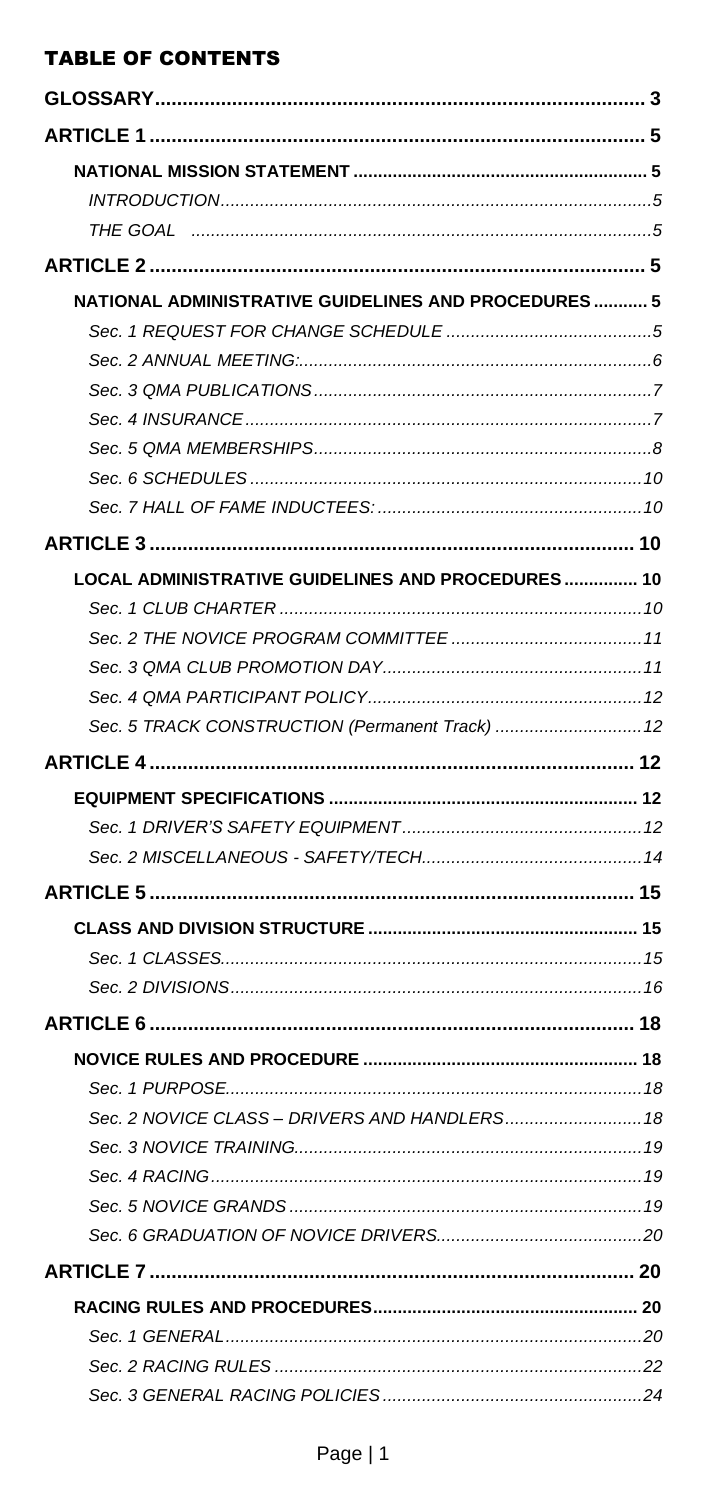## TABLE OF CONTENTS

| | |
|---|---|
| **GLOSSARY** | **3** |
| **ARTICLE 1** | **5** |
| **NATIONAL MISSION STATEMENT** | **5** |
| *INTRODUCTION* | *5* |
| *THE GOAL* | *5* |
| **ARTICLE 2** | **5** |
| **NATIONAL ADMINISTRATIVE GUIDELINES AND PROCEDURES** | **5** |
| *Sec. 1 REQUEST FOR CHANGE SCHEDULE* | *5* |
| *Sec. 2 ANNUAL MEETING:* | *6* |
| *Sec. 3 QMA PUBLICATIONS* | *7* |
| *Sec. 4 INSURANCE* | *7* |
| *Sec. 5 QMA MEMBERSHIPS* | *8* |
| *Sec. 6 SCHEDULES* | *10* |
| *Sec. 7 HALL OF FAME INDUCTEES:* | *10* |
| **ARTICLE 3** | **10** |
| **LOCAL ADMINISTRATIVE GUIDELINES AND PROCEDURES** | **10** |
| *Sec. 1 CLUB CHARTER* | *10* |
| *Sec. 2 THE NOVICE PROGRAM COMMITTEE* | *11* |
| *Sec. 3 QMA CLUB PROMOTION DAY* | *11* |
| *Sec. 4 QMA PARTICIPANT POLICY* | *12* |
| *Sec. 5 TRACK CONSTRUCTION (Permanent Track)* | *12* |
| **ARTICLE 4** | **12** |
| **EQUIPMENT SPECIFICATIONS** | **12** |
| *Sec. 1 DRIVER'S SAFETY EQUIPMENT* | *12* |
| *Sec. 2 MISCELLANEOUS - SAFETY/TECH* | *14* |
| **ARTICLE 5** | **15** |
| **CLASS AND DIVISION STRUCTURE** | **15** |
| *Sec. 1 CLASSES* | *15* |
| *Sec. 2 DIVISIONS* | *16* |
| **ARTICLE 6** | **18** |
| **NOVICE RULES AND PROCEDURE** | **18** |
| *Sec. 1 PURPOSE* | *18* |
| *Sec. 2 NOVICE CLASS – DRIVERS AND HANDLERS* | *18* |
| *Sec. 3 NOVICE TRAINING* | *19* |
| *Sec. 4 RACING* | *19* |
| *Sec. 5 NOVICE GRANDS* | *19* |
| *Sec. 6 GRADUATION OF NOVICE DRIVERS* | *20* |
| **ARTICLE 7** | **20** |
| **RACING RULES AND PROCEDURES** | **20** |
| *Sec. 1 GENERAL* | *20* |
| *Sec. 2 RACING RULES* | *22* |
| *Sec. 3 GENERAL RACING POLICIES* | *24* |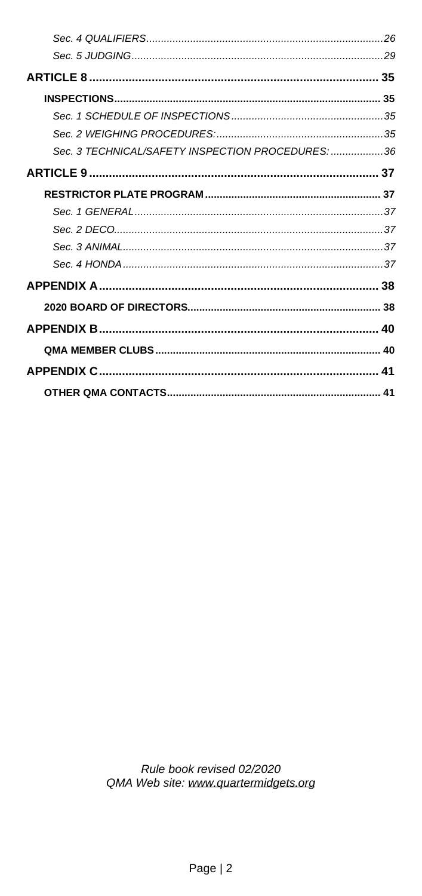*Sec. 4 QUALIFIERS.......................................................................................26*
*Sec. 5 JUDGING...........................................................................................29*

**ARTICLE 8 .......................................................................................... 35**

**INSPECTIONS.......................................................................................... 35**

*Sec. 1 SCHEDULE OF INSPECTIONS...................................................35*
*Sec. 2 WEIGHING PROCEDURES:........................................................35*
*Sec. 3 TECHNICAL/SAFETY INSPECTION PROCEDURES: ..................36*

**ARTICLE 9 .......................................................................................... 37**

**RESTRICTOR PLATE PROGRAM ............................................................ 37**

*Sec. 1 GENERAL.......................................................................................37*
*Sec. 2 DECO...............................................................................................37*
*Sec. 3 ANIMAL...........................................................................................37*
*Sec. 4 HONDA ...........................................................................................37*

**APPENDIX A........................................................................................ 38**

**2020 BOARD OF DIRECTORS.................................................................. 38**

**APPENDIX B........................................................................................ 40**

**QMA MEMBER CLUBS ............................................................................ 40**

**APPENDIX C........................................................................................ 41**

**OTHER QMA CONTACTS........................................................................ 41**

*Rule book revised 02/2020*
*QMA Web site: www.quartermidgets.org*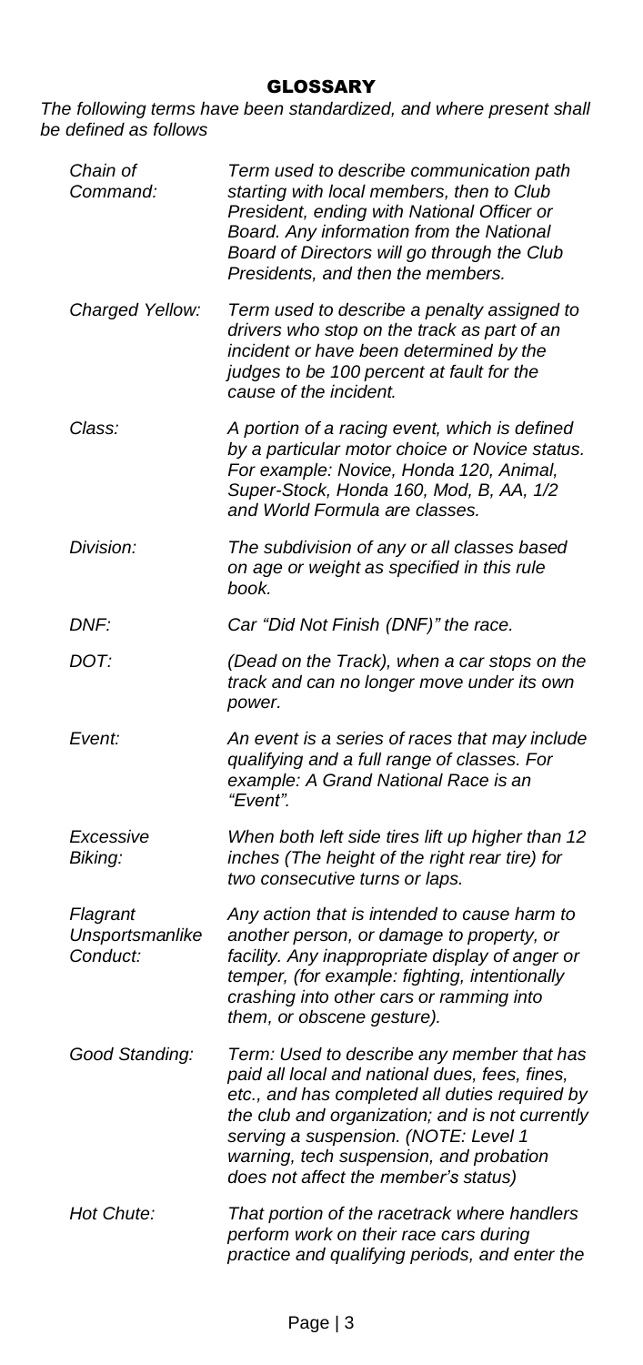## GLOSSARY

*The following terms have been standardized, and where present shall be defined as follows*

| | |
|---|---|
| *Chain of Command:* | *Term used to describe communication path starting with local members, then to Club President, ending with National Officer or Board. Any information from the National Board of Directors will go through the Club Presidents, and then the members.* |
| *Charged Yellow:* | *Term used to describe a penalty assigned to drivers who stop on the track as part of an incident or have been determined by the judges to be 100 percent at fault for the cause of the incident.* |
| *Class:* | *A portion of a racing event, which is defined by a particular motor choice or Novice status. For example: Novice, Honda 120, Animal, Super-Stock, Honda 160, Mod, B, AA, 1/2 and World Formula are classes.* |
| *Division:* | *The subdivision of any or all classes based on age or weight as specified in this rule book.* |
| *DNF:* | *Car "Did Not Finish (DNF)" the race.* |
| *DOT:* | *(Dead on the Track), when a car stops on the track and can no longer move under its own power.* |
| *Event:* | *An event is a series of races that may include qualifying and a full range of classes. For example: A Grand National Race is an "Event".* |
| *Excessive Biking:* | *When both left side tires lift up higher than 12 inches (The height of the right rear tire) for two consecutive turns or laps.* |
| *Flagrant Unsportsmanlike Conduct:* | *Any action that is intended to cause harm to another person, or damage to property, or facility. Any inappropriate display of anger or temper, (for example: fighting, intentionally crashing into other cars or ramming into them, or obscene gesture).* |
| *Good Standing:* | *Term: Used to describe any member that has paid all local and national dues, fees, fines, etc., and has completed all duties required by the club and organization; and is not currently serving a suspension. (NOTE: Level 1 warning, tech suspension, and probation does not affect the member's status)* |
| *Hot Chute:* | *That portion of the racetrack where handlers perform work on their race cars during practice and qualifying periods, and enter the* |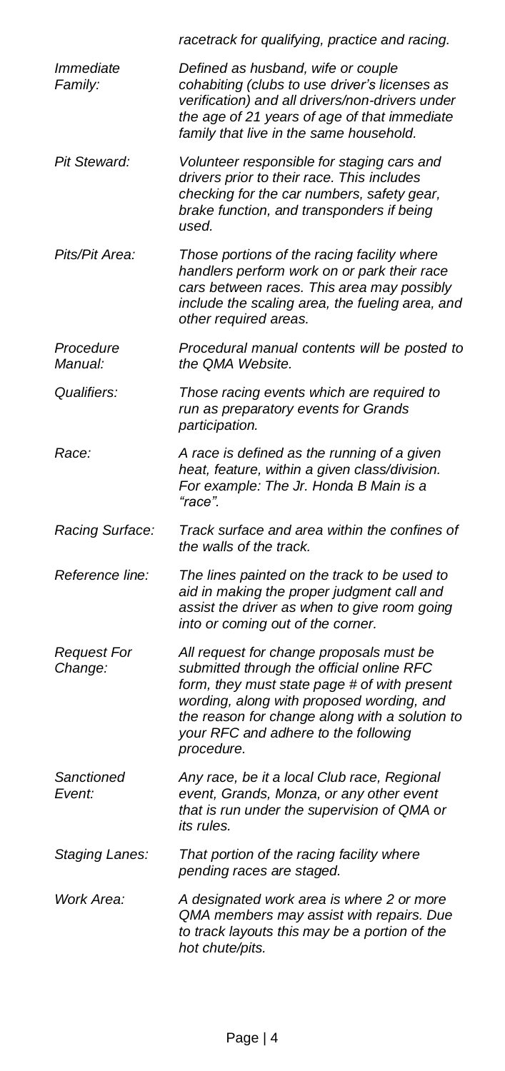*racetrack for qualifying, practice and racing.*

| | |
|---|---|
| *Immediate Family:* | *Defined as husband, wife or couple cohabiting (clubs to use driver's licenses as verification) and all drivers/non-drivers under the age of 21 years of age of that immediate family that live in the same household.* |
| *Pit Steward:* | *Volunteer responsible for staging cars and drivers prior to their race. This includes checking for the car numbers, safety gear, brake function, and transponders if being used.* |
| *Pits/Pit Area:* | *Those portions of the racing facility where handlers perform work on or park their race cars between races. This area may possibly include the scaling area, the fueling area, and other required areas.* |
| *Procedure Manual:* | *Procedural manual contents will be posted to the QMA Website.* |
| *Qualifiers:* | *Those racing events which are required to run as preparatory events for Grands participation.* |
| *Race:* | *A race is defined as the running of a given heat, feature, within a given class/division. For example: The Jr. Honda B Main is a "race".* |
| *Racing Surface:* | *Track surface and area within the confines of the walls of the track.* |
| *Reference line:* | *The lines painted on the track to be used to aid in making the proper judgment call and assist the driver as when to give room going into or coming out of the corner.* |
| *Request For Change:* | *All request for change proposals must be submitted through the official online RFC form, they must state page # of with present wording, along with proposed wording, and the reason for change along with a solution to your RFC and adhere to the following procedure.* |
| *Sanctioned Event:* | *Any race, be it a local Club race, Regional event, Grands, Monza, or any other event that is run under the supervision of QMA or its rules.* |
| *Staging Lanes:* | *That portion of the racing facility where pending races are staged.* |
| *Work Area:* | *A designated work area is where 2 or more QMA members may assist with repairs. Due to track layouts this may be a portion of the hot chute/pits.* |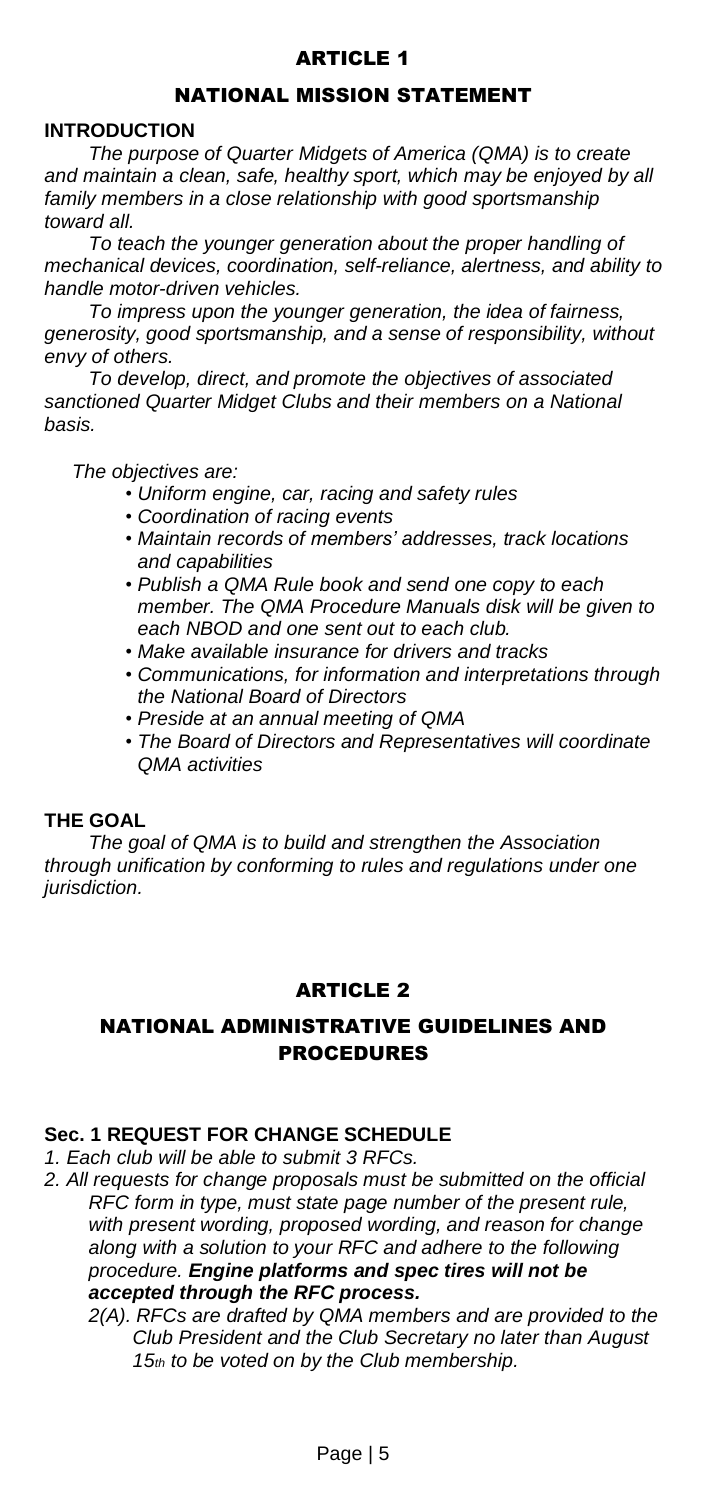# ARTICLE 1

## NATIONAL MISSION STATEMENT

### INTRODUCTION

*The purpose of Quarter Midgets of America (QMA) is to create and maintain a clean, safe, healthy sport, which may be enjoyed by all family members in a close relationship with good sportsmanship toward all.*

*To teach the younger generation about the proper handling of mechanical devices, coordination, self-reliance, alertness, and ability to handle motor-driven vehicles.*

*To impress upon the younger generation, the idea of fairness, generosity, good sportsmanship, and a sense of responsibility, without envy of others.*

*To develop, direct, and promote the objectives of associated sanctioned Quarter Midget Clubs and their members on a National basis.*

*The objectives are:*

- *Uniform engine, car, racing and safety rules*
- *Coordination of racing events*
- *Maintain records of members' addresses, track locations and capabilities*
- *Publish a QMA Rule book and send one copy to each member. The QMA Procedure Manuals disk will be given to each NBOD and one sent out to each club.*
- *Make available insurance for drivers and tracks*
- *Communications, for information and interpretations through the National Board of Directors*
- *Preside at an annual meeting of QMA*
- *The Board of Directors and Representatives will coordinate QMA activities*

### THE GOAL

*The goal of QMA is to build and strengthen the Association through unification by conforming to rules and regulations under one jurisdiction.*

# ARTICLE 2

## NATIONAL ADMINISTRATIVE GUIDELINES AND PROCEDURES

### Sec. 1 REQUEST FOR CHANGE SCHEDULE

*1. Each club will be able to submit 3 RFCs.*

*2. All requests for change proposals must be submitted on the official RFC form in type, must state page number of the present rule, with present wording, proposed wording, and reason for change along with a solution to your RFC and adhere to the following procedure.* ***Engine platforms and spec tires will not be accepted through the RFC process.***

*2(A). RFCs are drafted by QMA members and are provided to the Club President and the Club Secretary no later than August 15th to be voted on by the Club membership.*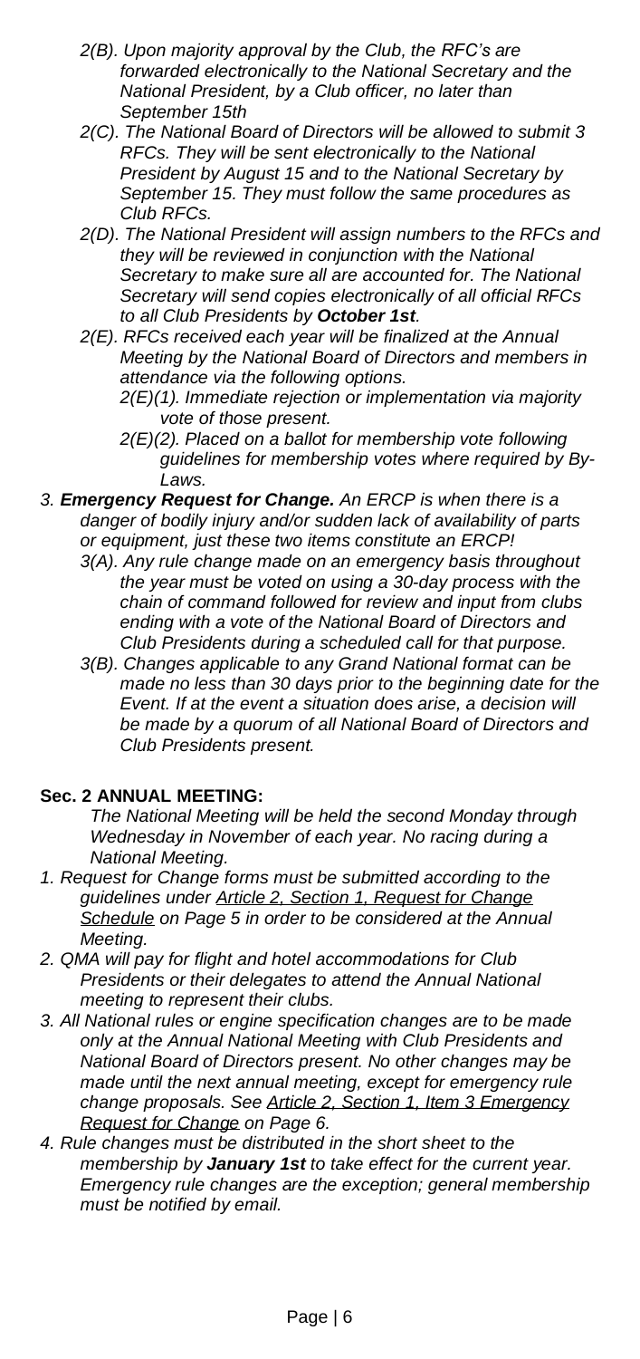*2(B). Upon majority approval by the Club, the RFC's are forwarded electronically to the National Secretary and the National President, by a Club officer, no later than September 15th*

*2(C). The National Board of Directors will be allowed to submit 3 RFCs. They will be sent electronically to the National President by August 15 and to the National Secretary by September 15. They must follow the same procedures as Club RFCs.*

*2(D). The National President will assign numbers to the RFCs and they will be reviewed in conjunction with the National Secretary to make sure all are accounted for. The National Secretary will send copies electronically of all official RFCs to all Club Presidents by **October 1st**.*

*2(E). RFCs received each year will be finalized at the Annual Meeting by the National Board of Directors and members in attendance via the following options.*

- *2(E)(1). Immediate rejection or implementation via majority vote of those present.*
- *2(E)(2). Placed on a ballot for membership vote following guidelines for membership votes where required by By-Laws.*

*3. **Emergency Request for Change.** An ERCP is when there is a danger of bodily injury and/or sudden lack of availability of parts or equipment, just these two items constitute an ERCP!*

*3(A). Any rule change made on an emergency basis throughout the year must be voted on using a 30-day process with the chain of command followed for review and input from clubs ending with a vote of the National Board of Directors and Club Presidents during a scheduled call for that purpose.*

*3(B). Changes applicable to any Grand National format can be made no less than 30 days prior to the beginning date for the Event. If at the event a situation does arise, a decision will be made by a quorum of all National Board of Directors and Club Presidents present.*

**Sec. 2 ANNUAL MEETING:**

*The National Meeting will be held the second Monday through Wednesday in November of each year. No racing during a National Meeting.*

1. *Request for Change forms must be submitted according to the guidelines under Article 2, Section 1, Request for Change Schedule on Page 5 in order to be considered at the Annual Meeting.*
2. *QMA will pay for flight and hotel accommodations for Club Presidents or their delegates to attend the Annual National meeting to represent their clubs.*
3. *All National rules or engine specification changes are to be made only at the Annual National Meeting with Club Presidents and National Board of Directors present. No other changes may be made until the next annual meeting, except for emergency rule change proposals. See Article 2, Section 1, Item 3 Emergency Request for Change on Page 6.*
4. *Rule changes must be distributed in the short sheet to the membership by **January 1st** to take effect for the current year. Emergency rule changes are the exception; general membership must be notified by email.*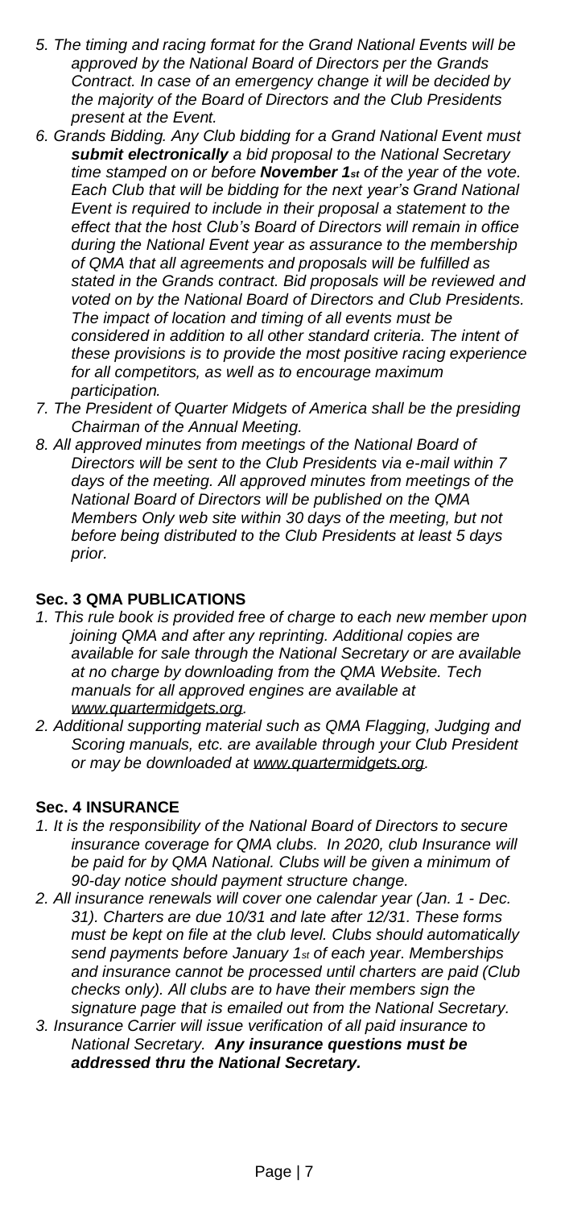5. *The timing and racing format for the Grand National Events will be approved by the National Board of Directors per the Grands Contract. In case of an emergency change it will be decided by the majority of the Board of Directors and the Club Presidents present at the Event.*
6. *Grands Bidding. Any Club bidding for a Grand National Event must **submit electronically** a bid proposal to the National Secretary time stamped on or before **November 1st** of the year of the vote. Each Club that will be bidding for the next year's Grand National Event is required to include in their proposal a statement to the effect that the host Club's Board of Directors will remain in office during the National Event year as assurance to the membership of QMA that all agreements and proposals will be fulfilled as stated in the Grands contract. Bid proposals will be reviewed and voted on by the National Board of Directors and Club Presidents. The impact of location and timing of all events must be considered in addition to all other standard criteria. The intent of these provisions is to provide the most positive racing experience for all competitors, as well as to encourage maximum participation.*
7. *The President of Quarter Midgets of America shall be the presiding Chairman of the Annual Meeting.*
8. *All approved minutes from meetings of the National Board of Directors will be sent to the Club Presidents via e-mail within 7 days of the meeting. All approved minutes from meetings of the National Board of Directors will be published on the QMA Members Only web site within 30 days of the meeting, but not before being distributed to the Club Presidents at least 5 days prior.*

**Sec. 3 QMA PUBLICATIONS**

1. *This rule book is provided free of charge to each new member upon joining QMA and after any reprinting. Additional copies are available for sale through the National Secretary or are available at no charge by downloading from the QMA Website. Tech manuals for all approved engines are available at www.quartermidgets.org.*
2. *Additional supporting material such as QMA Flagging, Judging and Scoring manuals, etc. are available through your Club President or may be downloaded at www.quartermidgets.org.*

**Sec. 4 INSURANCE**

1. *It is the responsibility of the National Board of Directors to secure insurance coverage for QMA clubs. In 2020, club Insurance will be paid for by QMA National. Clubs will be given a minimum of 90-day notice should payment structure change.*
2. *All insurance renewals will cover one calendar year (Jan. 1 - Dec. 31). Charters are due 10/31 and late after 12/31. These forms must be kept on file at the club level. Clubs should automatically send payments before January 1st of each year. Memberships and insurance cannot be processed until charters are paid (Club checks only). All clubs are to have their members sign the signature page that is emailed out from the National Secretary.*
3. *Insurance Carrier will issue verification of all paid insurance to National Secretary. **Any insurance questions must be addressed thru the National Secretary.***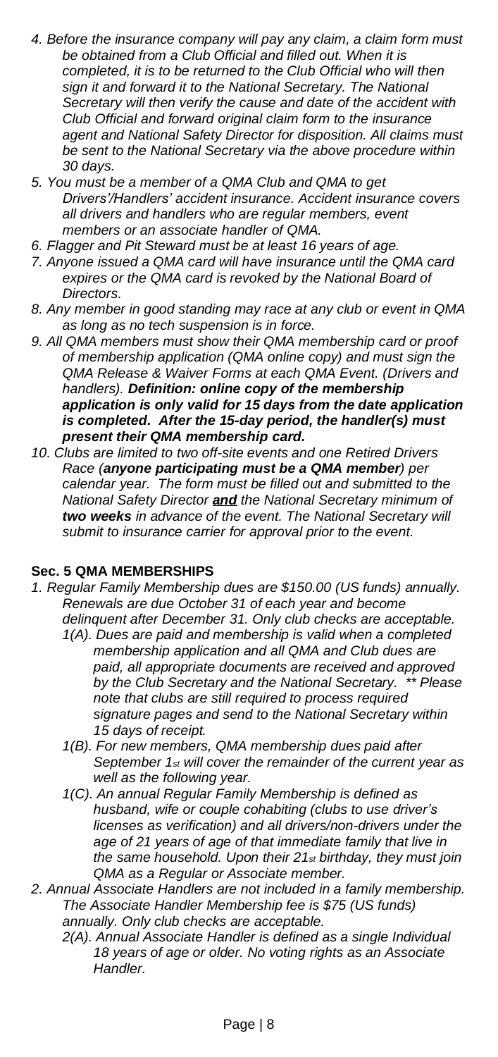4. *Before the insurance company will pay any claim, a claim form must be obtained from a Club Official and filled out. When it is completed, it is to be returned to the Club Official who will then sign it and forward it to the National Secretary. The National Secretary will then verify the cause and date of the accident with Club Official and forward original claim form to the insurance agent and National Safety Director for disposition. All claims must be sent to the National Secretary via the above procedure within 30 days.*
5. *You must be a member of a QMA Club and QMA to get Drivers'/Handlers' accident insurance. Accident insurance covers all drivers and handlers who are regular members, event members or an associate handler of QMA.*
6. *Flagger and Pit Steward must be at least 16 years of age.*
7. *Anyone issued a QMA card will have insurance until the QMA card expires or the QMA card is revoked by the National Board of Directors.*
8. *Any member in good standing may race at any club or event in QMA as long as no tech suspension is in force.*
9. *All QMA members must show their QMA membership card or proof of membership application (QMA online copy) and must sign the QMA Release & Waiver Forms at each QMA Event. (Drivers and handlers).* ***Definition: online copy of the membership application is only valid for 15 days from the date application is completed. After the 15-day period, the handler(s) must present their QMA membership card.***
10. *Clubs are limited to two off-site events and one Retired Drivers Race (**anyone participating must be a QMA member**) per calendar year. The form must be filled out and submitted to the National Safety Director **and** the National Secretary minimum of **two weeks** in advance of the event. The National Secretary will submit to insurance carrier for approval prior to the event.*

**Sec. 5 QMA MEMBERSHIPS**

1. *Regular Family Membership dues are $150.00 (US funds) annually. Renewals are due October 31 of each year and become delinquent after December 31. Only club checks are acceptable.*
   - *1(A). Dues are paid and membership is valid when a completed membership application and all QMA and Club dues are paid, all appropriate documents are received and approved by the Club Secretary and the National Secretary. ** Please note that clubs are still required to process required signature pages and send to the National Secretary within 15 days of receipt.*
   - *1(B). For new members, QMA membership dues paid after September 1st will cover the remainder of the current year as well as the following year.*
   - *1(C). An annual Regular Family Membership is defined as husband, wife or couple cohabiting (clubs to use driver's licenses as verification) and all drivers/non-drivers under the age of 21 years of age of that immediate family that live in the same household. Upon their 21st birthday, they must join QMA as a Regular or Associate member.*
2. *Annual Associate Handlers are not included in a family membership. The Associate Handler Membership fee is $75 (US funds) annually. Only club checks are acceptable.*
   - *2(A). Annual Associate Handler is defined as a single Individual 18 years of age or older. No voting rights as an Associate Handler.*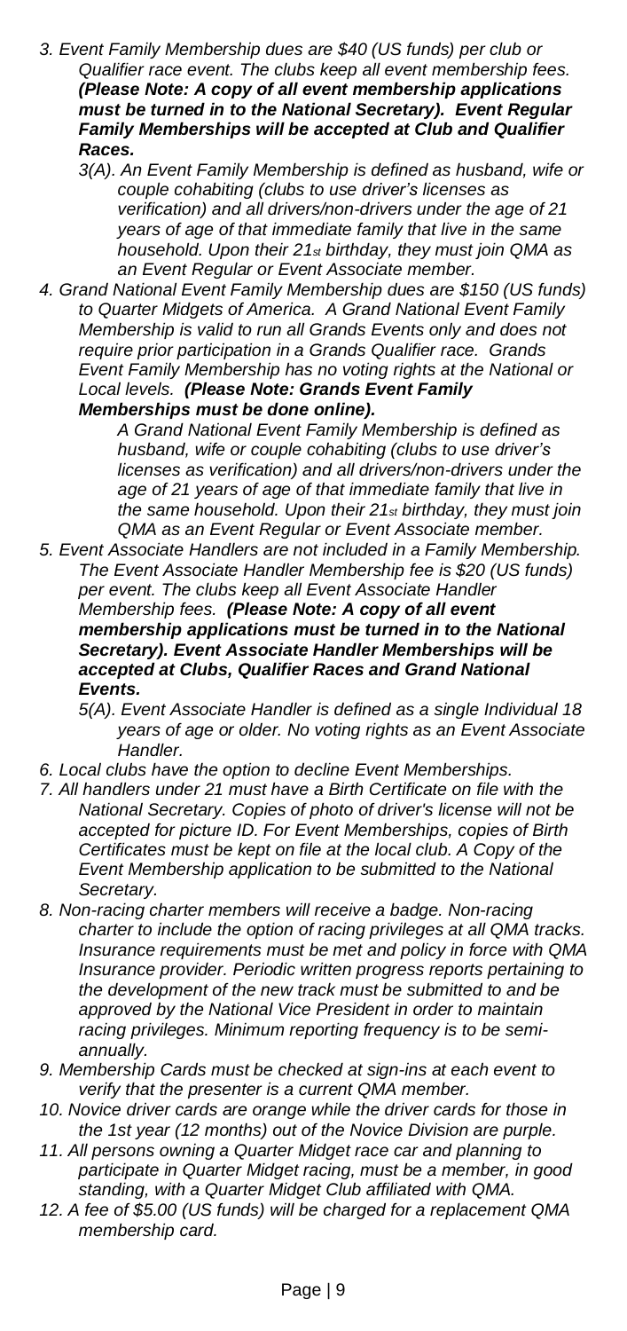3. *Event Family Membership dues are $40 (US funds) per club or Qualifier race event. The clubs keep all event membership fees.* ***(Please Note: A copy of all event membership applications must be turned in to the National Secretary). Event Regular Family Memberships will be accepted at Club and Qualifier Races.***

   3(A). *An Event Family Membership is defined as husband, wife or couple cohabiting (clubs to use driver's licenses as verification) and all drivers/non-drivers under the age of 21 years of age of that immediate family that live in the same household. Upon their 21st birthday, they must join QMA as an Event Regular or Event Associate member.*

4. *Grand National Event Family Membership dues are $150 (US funds) to Quarter Midgets of America. A Grand National Event Family Membership is valid to run all Grands Events only and does not require prior participation in a Grands Qualifier race. Grands Event Family Membership has no voting rights at the National or Local levels.* ***(Please Note: Grands Event Family Memberships must be done online).***

   *A Grand National Event Family Membership is defined as husband, wife or couple cohabiting (clubs to use driver's licenses as verification) and all drivers/non-drivers under the age of 21 years of age of that immediate family that live in the same household. Upon their 21st birthday, they must join QMA as an Event Regular or Event Associate member.*

5. *Event Associate Handlers are not included in a Family Membership. The Event Associate Handler Membership fee is $20 (US funds) per event. The clubs keep all Event Associate Handler Membership fees.* ***(Please Note: A copy of all event membership applications must be turned in to the National Secretary). Event Associate Handler Memberships will be accepted at Clubs, Qualifier Races and Grand National Events.***

   5(A). *Event Associate Handler is defined as a single Individual 18 years of age or older. No voting rights as an Event Associate Handler.*

6. *Local clubs have the option to decline Event Memberships.*
7. *All handlers under 21 must have a Birth Certificate on file with the National Secretary. Copies of photo of driver's license will not be accepted for picture ID. For Event Memberships, copies of Birth Certificates must be kept on file at the local club. A Copy of the Event Membership application to be submitted to the National Secretary.*
8. *Non-racing charter members will receive a badge. Non-racing charter to include the option of racing privileges at all QMA tracks. Insurance requirements must be met and policy in force with QMA Insurance provider. Periodic written progress reports pertaining to the development of the new track must be submitted to and be approved by the National Vice President in order to maintain racing privileges. Minimum reporting frequency is to be semi-annually.*
9. *Membership Cards must be checked at sign-ins at each event to verify that the presenter is a current QMA member.*
10. *Novice driver cards are orange while the driver cards for those in the 1st year (12 months) out of the Novice Division are purple.*
11. *All persons owning a Quarter Midget race car and planning to participate in Quarter Midget racing, must be a member, in good standing, with a Quarter Midget Club affiliated with QMA.*
12. *A fee of $5.00 (US funds) will be charged for a replacement QMA membership card.*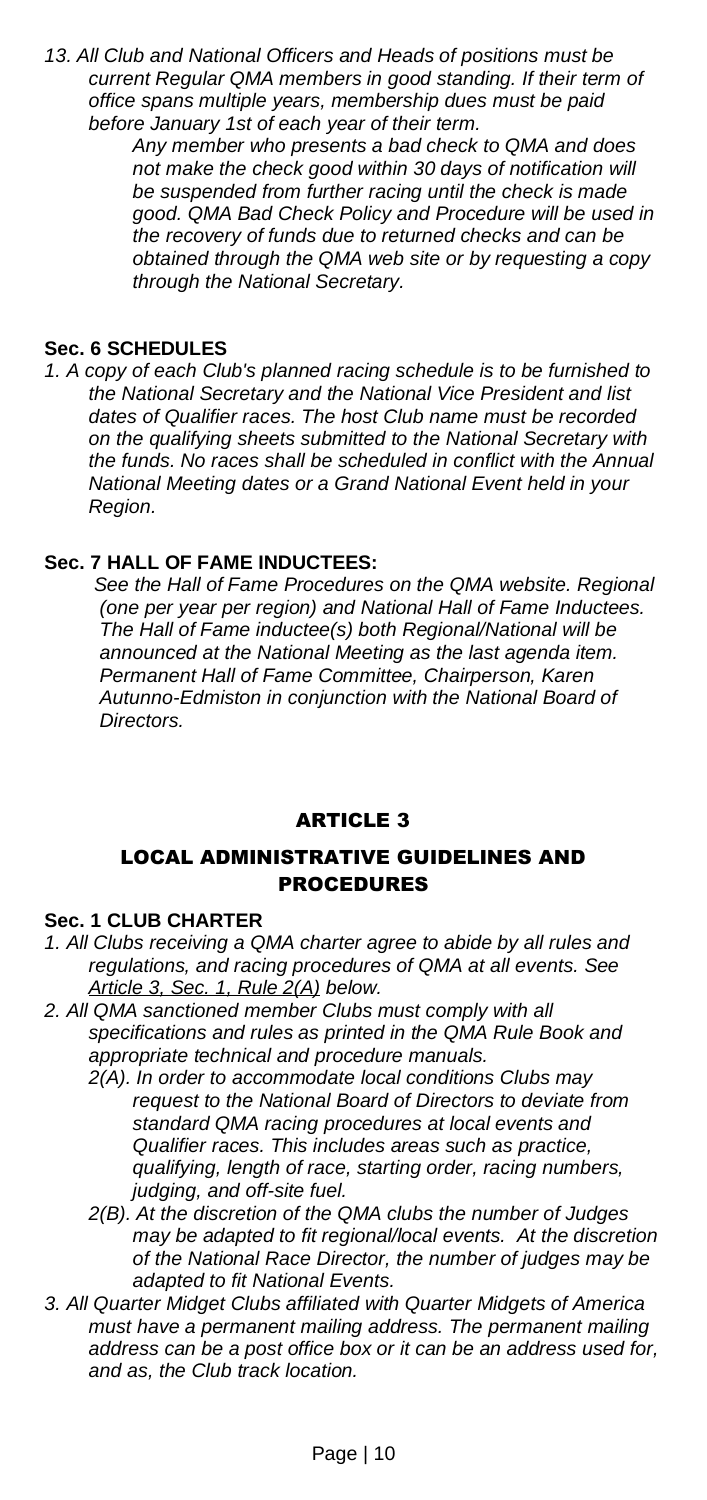*13. All Club and National Officers and Heads of positions must be current Regular QMA members in good standing. If their term of office spans multiple years, membership dues must be paid before January 1st of each year of their term.*

*Any member who presents a bad check to QMA and does not make the check good within 30 days of notification will be suspended from further racing until the check is made good. QMA Bad Check Policy and Procedure will be used in the recovery of funds due to returned checks and can be obtained through the QMA web site or by requesting a copy through the National Secretary.*

**Sec. 6 SCHEDULES**

*1. A copy of each Club's planned racing schedule is to be furnished to the National Secretary and the National Vice President and list dates of Qualifier races. The host Club name must be recorded on the qualifying sheets submitted to the National Secretary with the funds. No races shall be scheduled in conflict with the Annual National Meeting dates or a Grand National Event held in your Region.*

**Sec. 7 HALL OF FAME INDUCTEES:**

*See the Hall of Fame Procedures on the QMA website. Regional (one per year per region) and National Hall of Fame Inductees. The Hall of Fame inductee(s) both Regional/National will be announced at the National Meeting as the last agenda item. Permanent Hall of Fame Committee, Chairperson, Karen Autunno-Edmiston in conjunction with the National Board of Directors.*

## ARTICLE 3

## LOCAL ADMINISTRATIVE GUIDELINES AND PROCEDURES

**Sec. 1 CLUB CHARTER**

*1. All Clubs receiving a QMA charter agree to abide by all rules and regulations, and racing procedures of QMA at all events. See Article 3, Sec. 1, Rule 2(A) below.*

*2. All QMA sanctioned member Clubs must comply with all specifications and rules as printed in the QMA Rule Book and appropriate technical and procedure manuals.*

*2(A). In order to accommodate local conditions Clubs may request to the National Board of Directors to deviate from standard QMA racing procedures at local events and Qualifier races. This includes areas such as practice, qualifying, length of race, starting order, racing numbers, judging, and off-site fuel.*

*2(B). At the discretion of the QMA clubs the number of Judges may be adapted to fit regional/local events. At the discretion of the National Race Director, the number of judges may be adapted to fit National Events.*

*3. All Quarter Midget Clubs affiliated with Quarter Midgets of America must have a permanent mailing address. The permanent mailing address can be a post office box or it can be an address used for, and as, the Club track location.*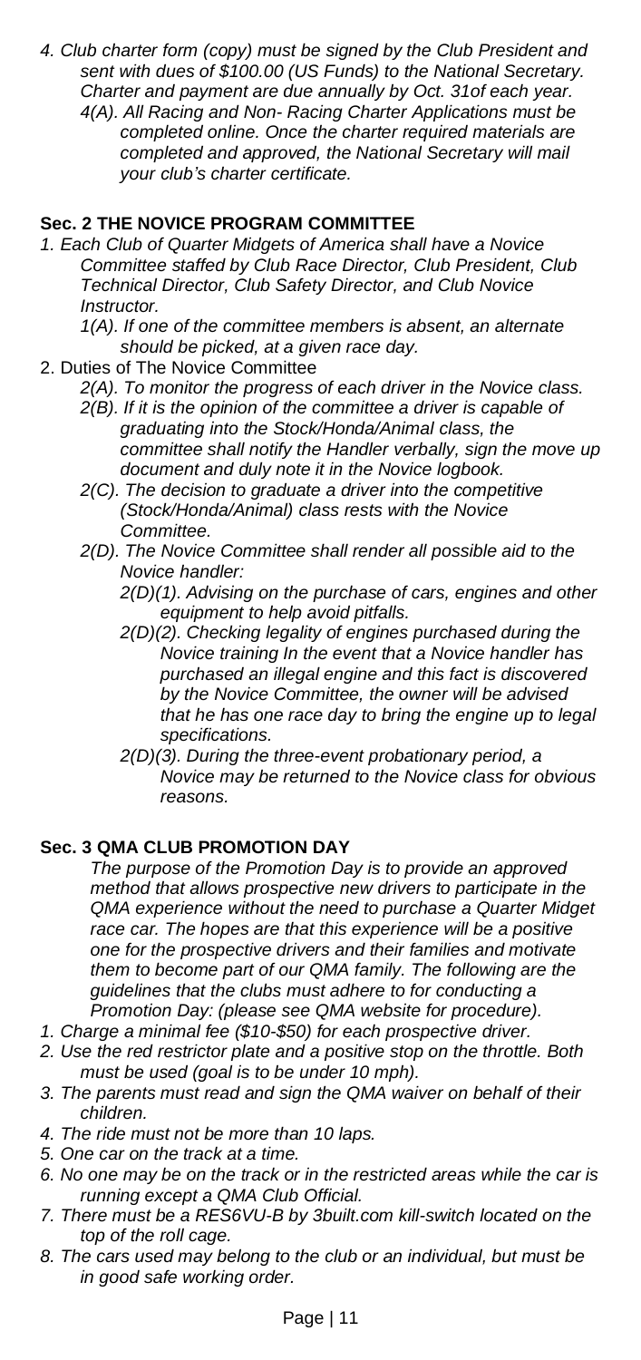*4. Club charter form (copy) must be signed by the Club President and sent with dues of $100.00 (US Funds) to the National Secretary. Charter and payment are due annually by Oct. 31of each year.*

*4(A). All Racing and Non- Racing Charter Applications must be completed online. Once the charter required materials are completed and approved, the National Secretary will mail your club's charter certificate.*

## Sec. 2 THE NOVICE PROGRAM COMMITTEE

*1. Each Club of Quarter Midgets of America shall have a Novice Committee staffed by Club Race Director, Club President, Club Technical Director, Club Safety Director, and Club Novice Instructor.*

*1(A). If one of the committee members is absent, an alternate should be picked, at a given race day.*

2. Duties of The Novice Committee

*2(A). To monitor the progress of each driver in the Novice class.*

*2(B). If it is the opinion of the committee a driver is capable of graduating into the Stock/Honda/Animal class, the committee shall notify the Handler verbally, sign the move up document and duly note it in the Novice logbook.*

*2(C). The decision to graduate a driver into the competitive (Stock/Honda/Animal) class rests with the Novice Committee.*

*2(D). The Novice Committee shall render all possible aid to the Novice handler:*

*2(D)(1). Advising on the purchase of cars, engines and other equipment to help avoid pitfalls.*

*2(D)(2). Checking legality of engines purchased during the Novice training In the event that a Novice handler has purchased an illegal engine and this fact is discovered by the Novice Committee, the owner will be advised that he has one race day to bring the engine up to legal specifications.*

*2(D)(3). During the three-event probationary period, a Novice may be returned to the Novice class for obvious reasons.*

## Sec. 3 QMA CLUB PROMOTION DAY

*The purpose of the Promotion Day is to provide an approved method that allows prospective new drivers to participate in the QMA experience without the need to purchase a Quarter Midget race car. The hopes are that this experience will be a positive one for the prospective drivers and their families and motivate them to become part of our QMA family. The following are the guidelines that the clubs must adhere to for conducting a Promotion Day: (please see QMA website for procedure).*

*1. Charge a minimal fee ($10-$50) for each prospective driver.*

*2. Use the red restrictor plate and a positive stop on the throttle. Both must be used (goal is to be under 10 mph).*

*3. The parents must read and sign the QMA waiver on behalf of their children.*

*4. The ride must not be more than 10 laps.*

*5. One car on the track at a time.*

*6. No one may be on the track or in the restricted areas while the car is running except a QMA Club Official.*

*7. There must be a RES6VU-B by 3built.com kill-switch located on the top of the roll cage.*

*8. The cars used may belong to the club or an individual, but must be in good safe working order.*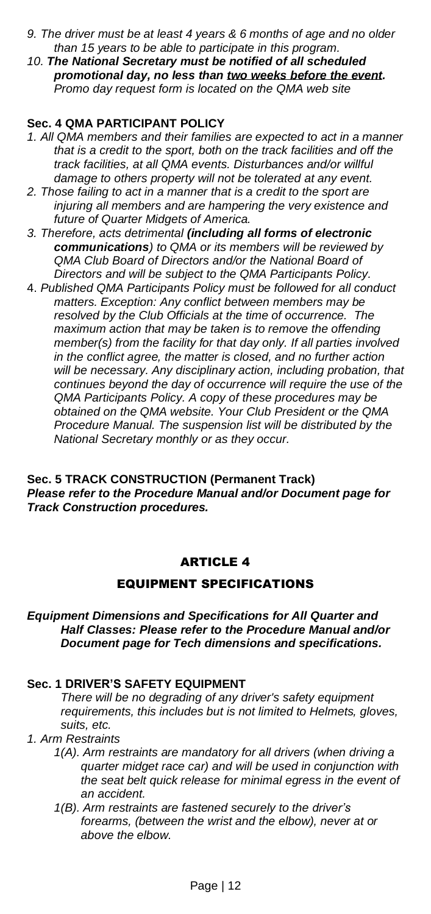9. *The driver must be at least 4 years & 6 months of age and no older than 15 years to be able to participate in this program.*
10. ***The National Secretary must be notified of all scheduled promotional day, no less than <u>two weeks before the event</u>.*** *Promo day request form is located on the QMA web site*

**Sec. 4 QMA PARTICIPANT POLICY**

1. *All QMA members and their families are expected to act in a manner that is a credit to the sport, both on the track facilities and off the track facilities, at all QMA events. Disturbances and/or willful damage to others property will not be tolerated at any event.*
2. *Those failing to act in a manner that is a credit to the sport are injuring all members and are hampering the very existence and future of Quarter Midgets of America.*
3. *Therefore, acts detrimental **(including all forms of electronic communications)** to QMA or its members will be reviewed by QMA Club Board of Directors and/or the National Board of Directors and will be subject to the QMA Participants Policy.*
4. *Published QMA Participants Policy must be followed for all conduct matters. Exception: Any conflict between members may be resolved by the Club Officials at the time of occurrence. The maximum action that may be taken is to remove the offending member(s) from the facility for that day only. If all parties involved in the conflict agree, the matter is closed, and no further action will be necessary. Any disciplinary action, including probation, that continues beyond the day of occurrence will require the use of the QMA Participants Policy. A copy of these procedures may be obtained on the QMA website. Your Club President or the QMA Procedure Manual. The suspension list will be distributed by the National Secretary monthly or as they occur.*

**Sec. 5 TRACK CONSTRUCTION (Permanent Track)**

***Please refer to the Procedure Manual and/or Document page for Track Construction procedures.***

## ARTICLE 4

## EQUIPMENT SPECIFICATIONS

***Equipment Dimensions and Specifications for All Quarter and Half Classes: Please refer to the Procedure Manual and/or Document page for Tech dimensions and specifications.***

**Sec. 1 DRIVER'S SAFETY EQUIPMENT**

*There will be no degrading of any driver's safety equipment requirements, this includes but is not limited to Helmets, gloves, suits, etc.*

1. *Arm Restraints*
   - *1(A). Arm restraints are mandatory for all drivers (when driving a quarter midget race car) and will be used in conjunction with the seat belt quick release for minimal egress in the event of an accident.*
   - *1(B). Arm restraints are fastened securely to the driver's forearms, (between the wrist and the elbow), never at or above the elbow.*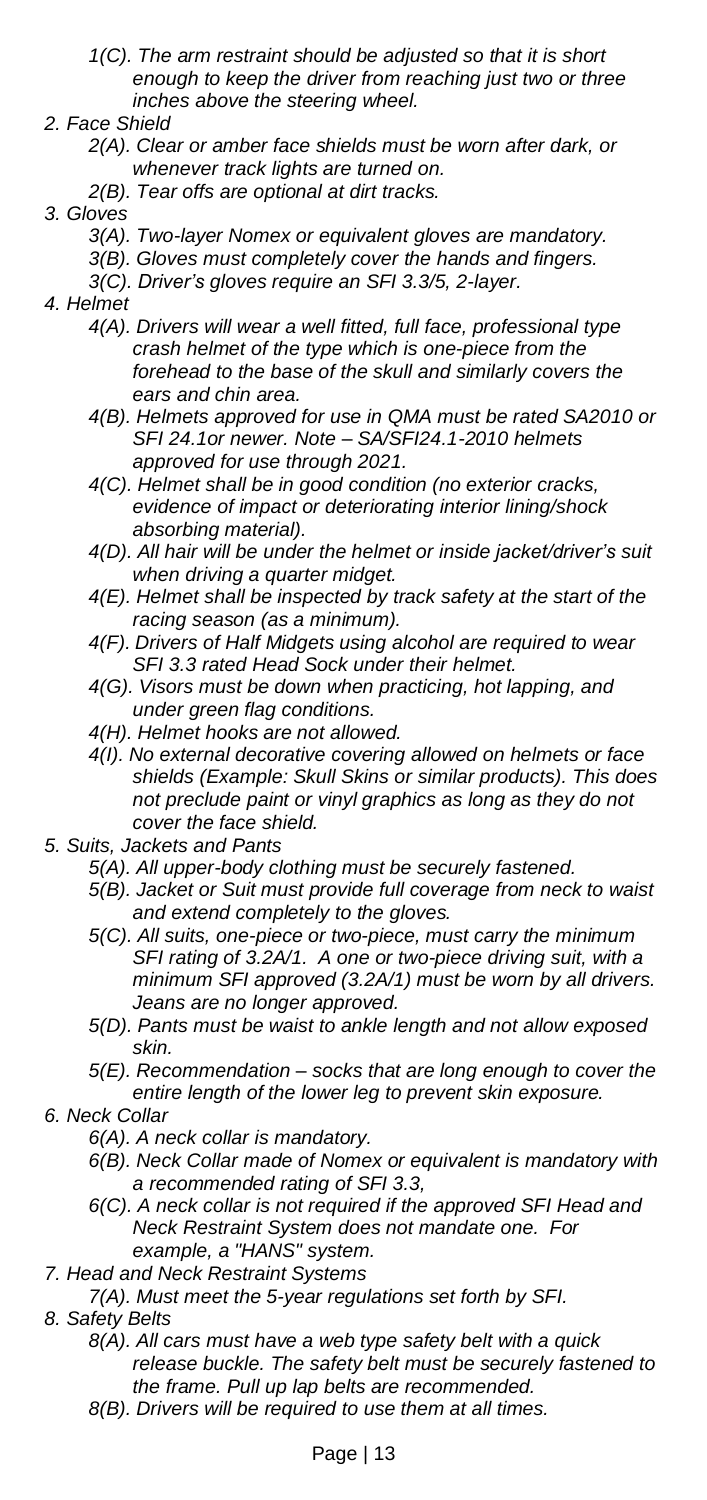*1(C). The arm restraint should be adjusted so that it is short enough to keep the driver from reaching just two or three inches above the steering wheel.*

*2. Face Shield*

*2(A). Clear or amber face shields must be worn after dark, or whenever track lights are turned on.*

*2(B). Tear offs are optional at dirt tracks.*

*3. Gloves*

*3(A). Two-layer Nomex or equivalent gloves are mandatory.*

*3(B). Gloves must completely cover the hands and fingers.*

*3(C). Driver's gloves require an SFI 3.3/5, 2-layer.*

*4. Helmet*

*4(A). Drivers will wear a well fitted, full face, professional type crash helmet of the type which is one-piece from the forehead to the base of the skull and similarly covers the ears and chin area.*

*4(B). Helmets approved for use in QMA must be rated SA2010 or SFI 24.1or newer. Note – SA/SFI24.1-2010 helmets approved for use through 2021.*

*4(C). Helmet shall be in good condition (no exterior cracks, evidence of impact or deteriorating interior lining/shock absorbing material).*

*4(D). All hair will be under the helmet or inside jacket/driver's suit when driving a quarter midget.*

*4(E). Helmet shall be inspected by track safety at the start of the racing season (as a minimum).*

*4(F). Drivers of Half Midgets using alcohol are required to wear SFI 3.3 rated Head Sock under their helmet.*

*4(G). Visors must be down when practicing, hot lapping, and under green flag conditions.*

*4(H). Helmet hooks are not allowed.*

*4(I). No external decorative covering allowed on helmets or face shields (Example: Skull Skins or similar products). This does not preclude paint or vinyl graphics as long as they do not cover the face shield.*

*5. Suits, Jackets and Pants*

*5(A). All upper-body clothing must be securely fastened.*

*5(B). Jacket or Suit must provide full coverage from neck to waist and extend completely to the gloves.*

*5(C). All suits, one-piece or two-piece, must carry the minimum SFI rating of 3.2A/1. A one or two-piece driving suit, with a minimum SFI approved (3.2A/1) must be worn by all drivers. Jeans are no longer approved.*

*5(D). Pants must be waist to ankle length and not allow exposed skin.*

*5(E). Recommendation – socks that are long enough to cover the entire length of the lower leg to prevent skin exposure.*

*6. Neck Collar*

*6(A). A neck collar is mandatory.*

*6(B). Neck Collar made of Nomex or equivalent is mandatory with a recommended rating of SFI 3.3,*

*6(C). A neck collar is not required if the approved SFI Head and Neck Restraint System does not mandate one. For example, a "HANS" system.*

*7. Head and Neck Restraint Systems*

*7(A). Must meet the 5-year regulations set forth by SFI.*

*8. Safety Belts*

*8(A). All cars must have a web type safety belt with a quick release buckle. The safety belt must be securely fastened to the frame. Pull up lap belts are recommended.*

*8(B). Drivers will be required to use them at all times.*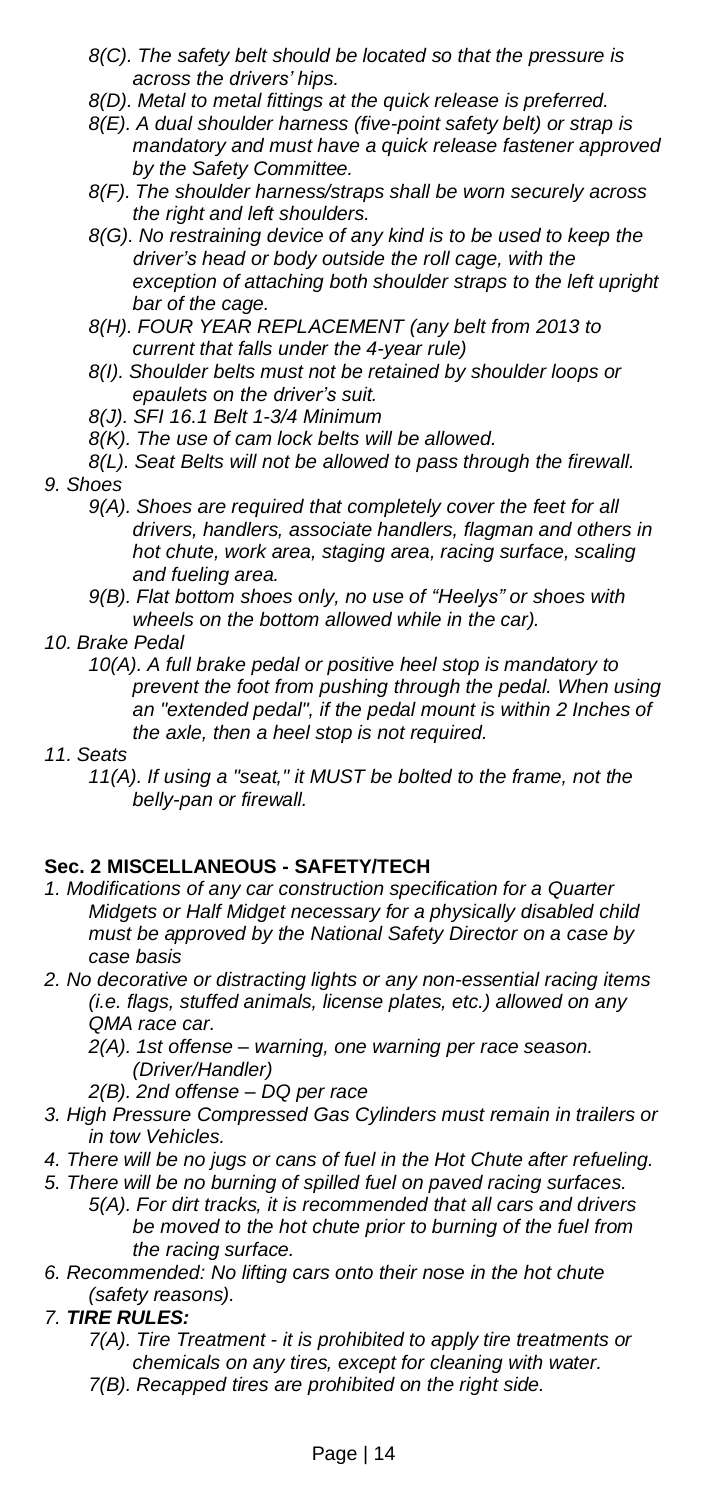*8(C). The safety belt should be located so that the pressure is across the drivers' hips.*

*8(D). Metal to metal fittings at the quick release is preferred.*

*8(E). A dual shoulder harness (five-point safety belt) or strap is mandatory and must have a quick release fastener approved by the Safety Committee.*

*8(F). The shoulder harness/straps shall be worn securely across the right and left shoulders.*

*8(G). No restraining device of any kind is to be used to keep the driver's head or body outside the roll cage, with the exception of attaching both shoulder straps to the left upright bar of the cage.*

*8(H). FOUR YEAR REPLACEMENT (any belt from 2013 to current that falls under the 4-year rule)*

*8(I). Shoulder belts must not be retained by shoulder loops or epaulets on the driver's suit.*

*8(J). SFI 16.1 Belt 1-3/4 Minimum*

*8(K). The use of cam lock belts will be allowed.*

*8(L). Seat Belts will not be allowed to pass through the firewall.*

*9. Shoes*

*9(A). Shoes are required that completely cover the feet for all drivers, handlers, associate handlers, flagman and others in hot chute, work area, staging area, racing surface, scaling and fueling area.*

*9(B). Flat bottom shoes only, no use of "Heelys" or shoes with wheels on the bottom allowed while in the car).*

*10. Brake Pedal*

*10(A). A full brake pedal or positive heel stop is mandatory to prevent the foot from pushing through the pedal. When using an "extended pedal", if the pedal mount is within 2 Inches of the axle, then a heel stop is not required.*

*11. Seats*

*11(A). If using a "seat," it MUST be bolted to the frame, not the belly-pan or firewall.*

**Sec. 2 MISCELLANEOUS - SAFETY/TECH**

*1. Modifications of any car construction specification for a Quarter Midgets or Half Midget necessary for a physically disabled child must be approved by the National Safety Director on a case by case basis*

*2. No decorative or distracting lights or any non-essential racing items (i.e. flags, stuffed animals, license plates, etc.) allowed on any QMA race car.*

*2(A). 1st offense – warning, one warning per race season. (Driver/Handler)*

*2(B). 2nd offense – DQ per race*

*3. High Pressure Compressed Gas Cylinders must remain in trailers or in tow Vehicles.*

*4. There will be no jugs or cans of fuel in the Hot Chute after refueling.*

*5. There will be no burning of spilled fuel on paved racing surfaces.*

*5(A). For dirt tracks, it is recommended that all cars and drivers be moved to the hot chute prior to burning of the fuel from the racing surface.*

*6. Recommended: No lifting cars onto their nose in the hot chute (safety reasons).*

*7. **TIRE RULES:***

*7(A). Tire Treatment - it is prohibited to apply tire treatments or chemicals on any tires, except for cleaning with water.*

*7(B). Recapped tires are prohibited on the right side.*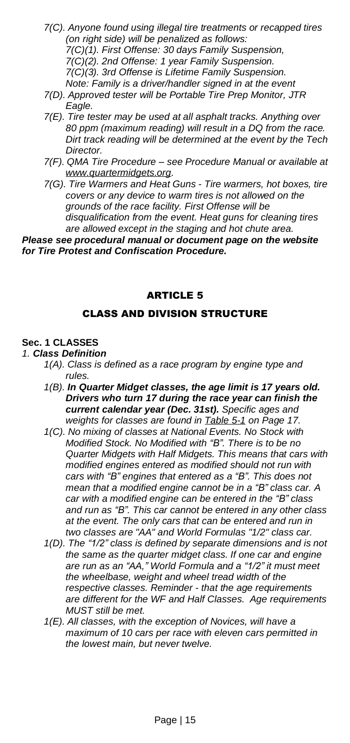*7(C). Anyone found using illegal tire treatments or recapped tires (on right side) will be penalized as follows:*

*7(C)(1). First Offense: 30 days Family Suspension,*

*7(C)(2). 2nd Offense: 1 year Family Suspension.*

*7(C)(3). 3rd Offense is Lifetime Family Suspension.*

*Note: Family is a driver/handler signed in at the event*

*7(D). Approved tester will be Portable Tire Prep Monitor, JTR Eagle.*

*7(E). Tire tester may be used at all asphalt tracks. Anything over 80 ppm (maximum reading) will result in a DQ from the race. Dirt track reading will be determined at the event by the Tech Director.*

*7(F). QMA Tire Procedure – see Procedure Manual or available at www.quartermidgets.org.*

*7(G). Tire Warmers and Heat Guns - Tire warmers, hot boxes, tire covers or any device to warm tires is not allowed on the grounds of the race facility. First Offense will be disqualification from the event. Heat guns for cleaning tires are allowed except in the staging and hot chute area.*

***Please see procedural manual or document page on the website for Tire Protest and Confiscation Procedure.***

# ARTICLE 5

## CLASS AND DIVISION STRUCTURE

### Sec. 1 CLASSES

*1. **Class Definition***

*1(A). Class is defined as a race program by engine type and rules.*

*1(B). **In Quarter Midget classes, the age limit is 17 years old. Drivers who turn 17 during the race year can finish the current calendar year (Dec. 31st).** Specific ages and weights for classes are found in Table 5-1 on Page 17.*

*1(C). No mixing of classes at National Events. No Stock with Modified Stock. No Modified with "B". There is to be no Quarter Midgets with Half Midgets. This means that cars with modified engines entered as modified should not run with cars with "B" engines that entered as a "B". This does not mean that a modified engine cannot be in a "B" class car. A car with a modified engine can be entered in the "B" class and run as "B". This car cannot be entered in any other class at the event. The only cars that can be entered and run in two classes are "AA" and World Formulas "1/2" class car.*

*1(D). The "1/2" class is defined by separate dimensions and is not the same as the quarter midget class. If one car and engine are run as an "AA," World Formula and a "1/2" it must meet the wheelbase, weight and wheel tread width of the respective classes. Reminder - that the age requirements are different for the WF and Half Classes. Age requirements MUST still be met.*

*1(E). All classes, with the exception of Novices, will have a maximum of 10 cars per race with eleven cars permitted in the lowest main, but never twelve.*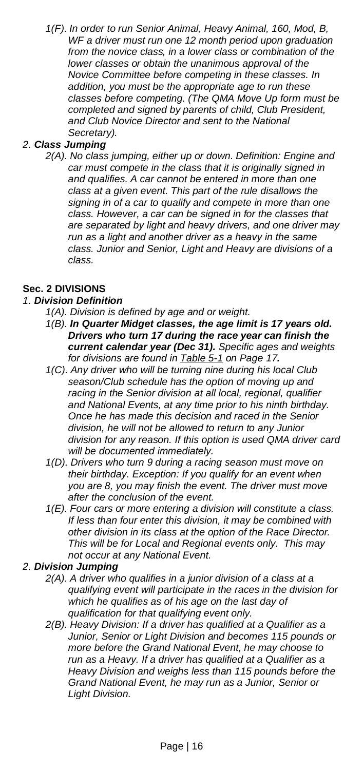*1(F). In order to run Senior Animal, Heavy Animal, 160, Mod, B, WF a driver must run one 12 month period upon graduation from the novice class, in a lower class or combination of the lower classes or obtain the unanimous approval of the Novice Committee before competing in these classes. In addition, you must be the appropriate age to run these classes before competing. (The QMA Move Up form must be completed and signed by parents of child, Club President, and Club Novice Director and sent to the National Secretary).*

*2. **Class Jumping***

*2(A). No class jumping, either up or down. Definition: Engine and car must compete in the class that it is originally signed in and qualifies. A car cannot be entered in more than one class at a given event. This part of the rule disallows the signing in of a car to qualify and compete in more than one class. However, a car can be signed in for the classes that are separated by light and heavy drivers, and one driver may run as a light and another driver as a heavy in the same class. Junior and Senior, Light and Heavy are divisions of a class.*

**Sec. 2 DIVISIONS**

*1. **Division Definition***

*1(A). Division is defined by age and or weight.*

*1(B). **In Quarter Midget classes, the age limit is 17 years old. Drivers who turn 17 during the race year can finish the current calendar year (Dec 31).** Specific ages and weights for divisions are found in Table 5-1 on Page 17**.***

*1(C). Any driver who will be turning nine during his local Club season/Club schedule has the option of moving up and racing in the Senior division at all local, regional, qualifier and National Events, at any time prior to his ninth birthday. Once he has made this decision and raced in the Senior division, he will not be allowed to return to any Junior division for any reason. If this option is used QMA driver card will be documented immediately.*

*1(D). Drivers who turn 9 during a racing season must move on their birthday. Exception: If you qualify for an event when you are 8, you may finish the event. The driver must move after the conclusion of the event.*

*1(E). Four cars or more entering a division will constitute a class. If less than four enter this division, it may be combined with other division in its class at the option of the Race Director. This will be for Local and Regional events only. This may not occur at any National Event.*

*2. **Division Jumping***

*2(A). A driver who qualifies in a junior division of a class at a qualifying event will participate in the races in the division for which he qualifies as of his age on the last day of qualification for that qualifying event only.*

*2(B). Heavy Division: If a driver has qualified at a Qualifier as a Junior, Senior or Light Division and becomes 115 pounds or more before the Grand National Event, he may choose to run as a Heavy. If a driver has qualified at a Qualifier as a Heavy Division and weighs less than 115 pounds before the Grand National Event, he may run as a Junior, Senior or Light Division.*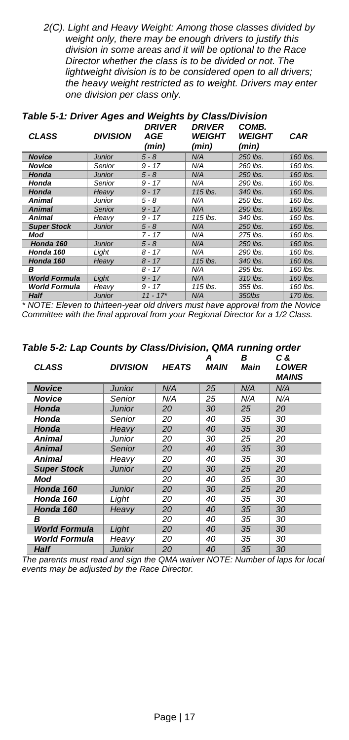*2(C). Light and Heavy Weight: Among those classes divided by weight only, there may be enough drivers to justify this division in some areas and it will be optional to the Race Director whether the class is to be divided or not. The lightweight division is to be considered open to all drivers; the heavy weight restricted as to weight. Drivers may enter one division per class only.*

***Table 5-1: Driver Ages and Weights by Class/Division***

| *CLASS* | *DIVISION* | *DRIVER AGE (min)* | *DRIVER WEIGHT (min)* | *COMB. WEIGHT (min)* | *CAR* |
|---|---|---|---|---|---|
| ***Novice*** | *Junior* | *5 - 8* | *N/A* | *250 lbs.* | *160 lbs.* |
| ***Novice*** | *Senior* | *9 - 17* | *N/A* | *260 lbs.* | *160 lbs.* |
| ***Honda*** | *Junior* | *5 - 8* | *N/A* | *250 lbs.* | *160 lbs.* |
| ***Honda*** | *Senior* | *9 - 17* | *N/A* | *290 lbs.* | *160 lbs.* |
| ***Honda*** | *Heavy* | *9 - 17* | *115 lbs.* | *340 lbs.* | *160 lbs.* |
| ***Animal*** | *Junior* | *5 - 8* | *N/A* | *250 lbs.* | *160 lbs.* |
| ***Animal*** | *Senior* | *9 - 17* | *N/A* | *290 lbs.* | *160 lbs.* |
| ***Animal*** | *Heavy* | *9 - 17* | *115 lbs.* | *340 lbs.* | *160 lbs.* |
| ***Super Stock*** | *Junior* | *5 - 8* | *N/A* | *250 lbs.* | *160 lbs.* |
| ***Mod*** | | *7 - 17* | *N/A* | *275 lbs.* | *160 lbs.* |
| ***Honda 160*** | *Junior* | *5 - 8* | *N/A* | *250 lbs.* | *160 lbs.* |
| ***Honda 160*** | *Light* | *8 - 17* | *N/A* | *290 lbs.* | *160 lbs.* |
| ***Honda 160*** | *Heavy* | *8 - 17* | *115 lbs.* | *340 lbs.* | *160 lbs.* |
| ***B*** | | *8 - 17* | *N/A* | *295 lbs.* | *160 lbs.* |
| ***World Formula*** | *Light* | *9 - 17* | *N/A* | *310 lbs.* | *160 lbs.* |
| ***World Formula*** | *Heavy* | *9 - 17* | *115 lbs.* | *355 lbs.* | *160 lbs.* |
| ***Half*** | *Junior* | *11 - 17** | *N/A* | *350lbs* | *170 lbs.* |

*\* NOTE: Eleven to thirteen-year old drivers must have approval from the Novice Committee with the final approval from your Regional Director for a 1/2 Class.*

***Table 5-2: Lap Counts by Class/Division, QMA running order***

| *CLASS* | *DIVISION* | *HEATS* | *A MAIN* | *B Main* | *C & LOWER MAINS* |
|---|---|---|---|---|---|
| ***Novice*** | *Junior* | *N/A* | *25* | *N/A* | *N/A* |
| ***Novice*** | *Senior* | *N/A* | *25* | *N/A* | *N/A* |
| ***Honda*** | *Junior* | *20* | *30* | *25* | *20* |
| ***Honda*** | *Senior* | *20* | *40* | *35* | *30* |
| ***Honda*** | *Heavy* | *20* | *40* | *35* | *30* |
| ***Animal*** | *Junior* | *20* | *30* | *25* | *20* |
| ***Animal*** | *Senior* | *20* | *40* | *35* | *30* |
| ***Animal*** | *Heavy* | *20* | *40* | *35* | *30* |
| ***Super Stock*** | *Junior* | *20* | *30* | *25* | *20* |
| ***Mod*** | | *20* | *40* | *35* | *30* |
| ***Honda 160*** | *Junior* | *20* | *30* | *25* | *20* |
| ***Honda 160*** | *Light* | *20* | *40* | *35* | *30* |
| ***Honda 160*** | *Heavy* | *20* | *40* | *35* | *30* |
| ***B*** | | *20* | *40* | *35* | *30* |
| ***World Formula*** | *Light* | *20* | *40* | *35* | *30* |
| ***World Formula*** | *Heavy* | *20* | *40* | *35* | *30* |
| ***Half*** | *Junior* | *20* | *40* | *35* | *30* |

*The parents must read and sign the QMA waiver NOTE: Number of laps for local events may be adjusted by the Race Director.*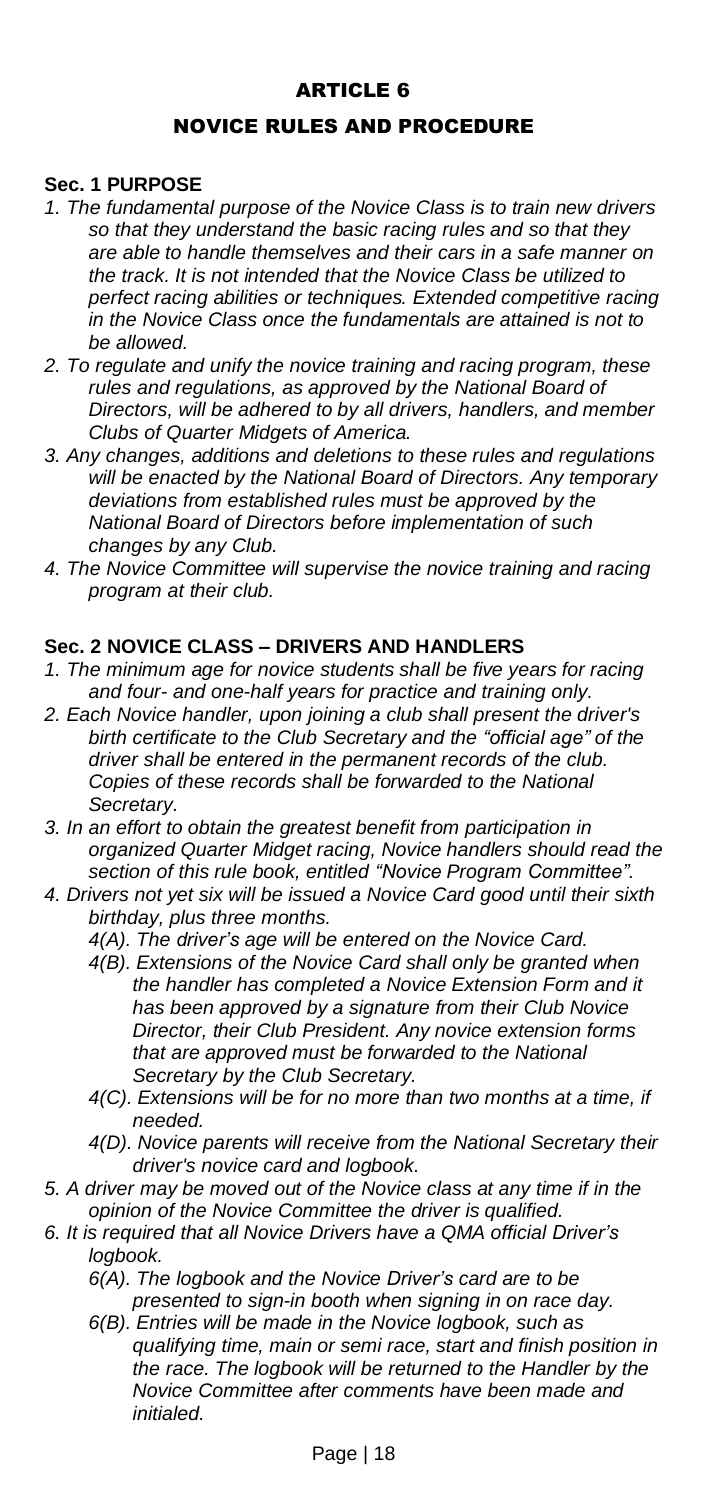# ARTICLE 6

## NOVICE RULES AND PROCEDURE

### Sec. 1 PURPOSE

1. *The fundamental purpose of the Novice Class is to train new drivers so that they understand the basic racing rules and so that they are able to handle themselves and their cars in a safe manner on the track. It is not intended that the Novice Class be utilized to perfect racing abilities or techniques. Extended competitive racing in the Novice Class once the fundamentals are attained is not to be allowed.*
2. *To regulate and unify the novice training and racing program, these rules and regulations, as approved by the National Board of Directors, will be adhered to by all drivers, handlers, and member Clubs of Quarter Midgets of America.*
3. *Any changes, additions and deletions to these rules and regulations will be enacted by the National Board of Directors. Any temporary deviations from established rules must be approved by the National Board of Directors before implementation of such changes by any Club.*
4. *The Novice Committee will supervise the novice training and racing program at their club.*

### Sec. 2 NOVICE CLASS – DRIVERS AND HANDLERS

1. *The minimum age for novice students shall be five years for racing and four- and one-half years for practice and training only.*
2. *Each Novice handler, upon joining a club shall present the driver's birth certificate to the Club Secretary and the "official age" of the driver shall be entered in the permanent records of the club. Copies of these records shall be forwarded to the National Secretary.*
3. *In an effort to obtain the greatest benefit from participation in organized Quarter Midget racing, Novice handlers should read the section of this rule book, entitled "Novice Program Committee".*
4. *Drivers not yet six will be issued a Novice Card good until their sixth birthday, plus three months.*
   - *4(A). The driver's age will be entered on the Novice Card.*
   - *4(B). Extensions of the Novice Card shall only be granted when the handler has completed a Novice Extension Form and it has been approved by a signature from their Club Novice Director, their Club President. Any novice extension forms that are approved must be forwarded to the National Secretary by the Club Secretary.*
   - *4(C). Extensions will be for no more than two months at a time, if needed.*
   - *4(D). Novice parents will receive from the National Secretary their driver's novice card and logbook.*
5. *A driver may be moved out of the Novice class at any time if in the opinion of the Novice Committee the driver is qualified.*
6. *It is required that all Novice Drivers have a QMA official Driver's logbook.*
   - *6(A). The logbook and the Novice Driver's card are to be presented to sign-in booth when signing in on race day.*
   - *6(B). Entries will be made in the Novice logbook, such as qualifying time, main or semi race, start and finish position in the race. The logbook will be returned to the Handler by the Novice Committee after comments have been made and initialed.*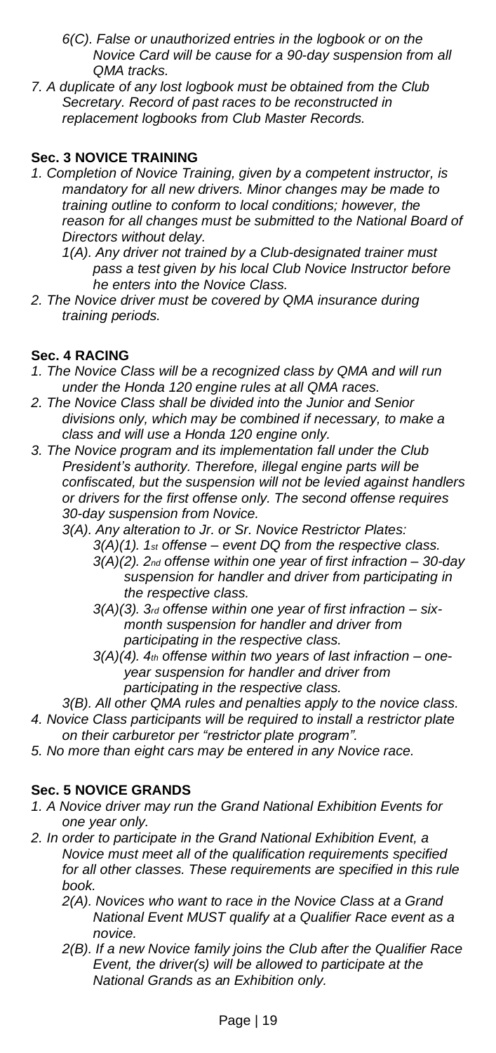*6(C). False or unauthorized entries in the logbook or on the Novice Card will be cause for a 90-day suspension from all QMA tracks.*

*7. A duplicate of any lost logbook must be obtained from the Club Secretary. Record of past races to be reconstructed in replacement logbooks from Club Master Records.*

**Sec. 3 NOVICE TRAINING**

*1. Completion of Novice Training, given by a competent instructor, is mandatory for all new drivers. Minor changes may be made to training outline to conform to local conditions; however, the reason for all changes must be submitted to the National Board of Directors without delay.*

*1(A). Any driver not trained by a Club-designated trainer must pass a test given by his local Club Novice Instructor before he enters into the Novice Class.*

*2. The Novice driver must be covered by QMA insurance during training periods.*

**Sec. 4 RACING**

*1. The Novice Class will be a recognized class by QMA and will run under the Honda 120 engine rules at all QMA races.*

*2. The Novice Class shall be divided into the Junior and Senior divisions only, which may be combined if necessary, to make a class and will use a Honda 120 engine only.*

*3. The Novice program and its implementation fall under the Club President's authority. Therefore, illegal engine parts will be confiscated, but the suspension will not be levied against handlers or drivers for the first offense only. The second offense requires 30-day suspension from Novice.*

*3(A). Any alteration to Jr. or Sr. Novice Restrictor Plates:*

*3(A)(1). 1st offense – event DQ from the respective class.*

*3(A)(2). 2nd offense within one year of first infraction – 30-day suspension for handler and driver from participating in the respective class.*

*3(A)(3). 3rd offense within one year of first infraction – six-month suspension for handler and driver from participating in the respective class.*

*3(A)(4). 4th offense within two years of last infraction – one-year suspension for handler and driver from participating in the respective class.*

*3(B). All other QMA rules and penalties apply to the novice class.*

*4. Novice Class participants will be required to install a restrictor plate on their carburetor per "restrictor plate program".*

*5. No more than eight cars may be entered in any Novice race.*

**Sec. 5 NOVICE GRANDS**

*1. A Novice driver may run the Grand National Exhibition Events for one year only.*

*2. In order to participate in the Grand National Exhibition Event, a Novice must meet all of the qualification requirements specified for all other classes. These requirements are specified in this rule book.*

*2(A). Novices who want to race in the Novice Class at a Grand National Event MUST qualify at a Qualifier Race event as a novice.*

*2(B). If a new Novice family joins the Club after the Qualifier Race Event, the driver(s) will be allowed to participate at the National Grands as an Exhibition only.*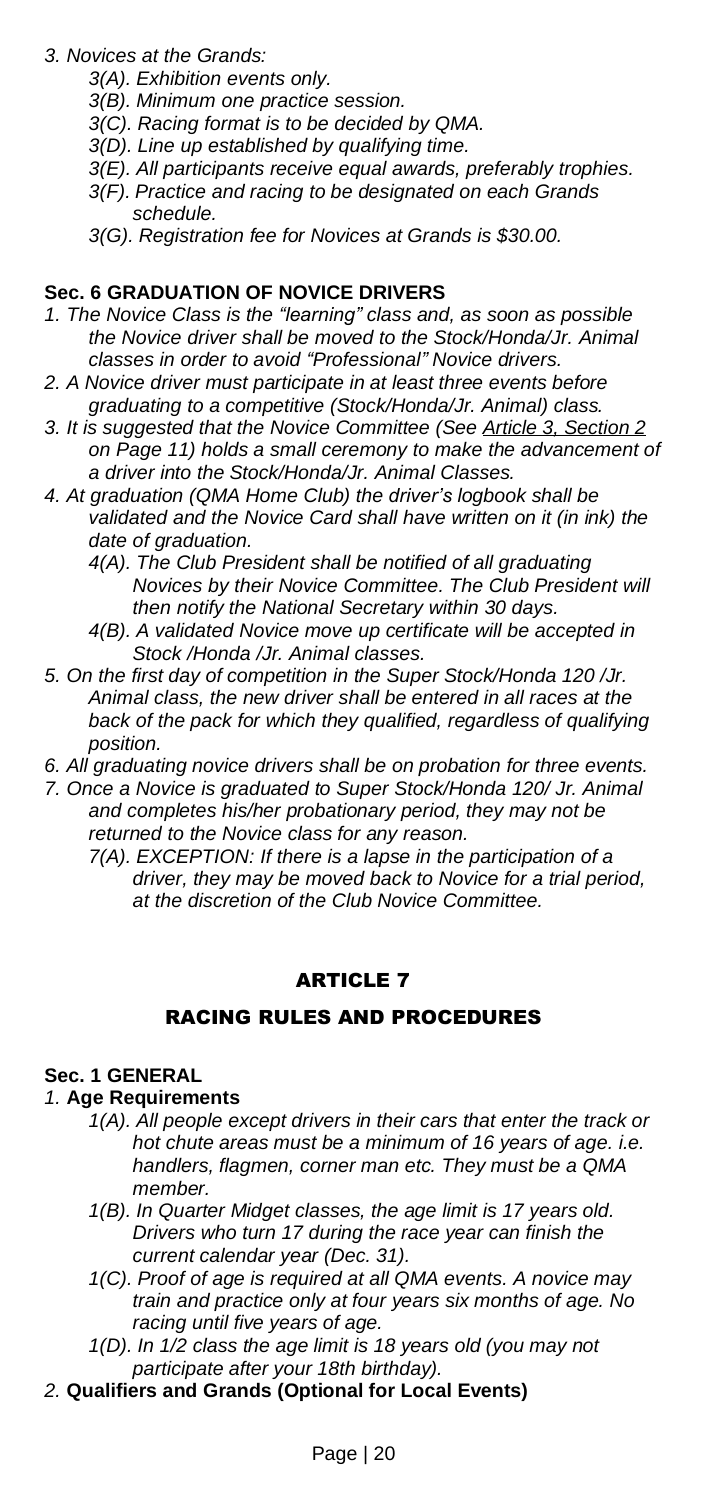*3. Novices at the Grands:*

- *3(A). Exhibition events only.*
- *3(B). Minimum one practice session.*
- *3(C). Racing format is to be decided by QMA.*
- *3(D). Line up established by qualifying time.*
- *3(E). All participants receive equal awards, preferably trophies.*
- *3(F). Practice and racing to be designated on each Grands schedule.*
- *3(G). Registration fee for Novices at Grands is $30.00.*

**Sec. 6 GRADUATION OF NOVICE DRIVERS**

*1. The Novice Class is the "learning" class and, as soon as possible the Novice driver shall be moved to the Stock/Honda/Jr. Animal classes in order to avoid "Professional" Novice drivers.*

*2. A Novice driver must participate in at least three events before graduating to a competitive (Stock/Honda/Jr. Animal) class.*

*3. It is suggested that the Novice Committee (See Article 3, Section 2 on Page 11) holds a small ceremony to make the advancement of a driver into the Stock/Honda/Jr. Animal Classes.*

*4. At graduation (QMA Home Club) the driver's logbook shall be validated and the Novice Card shall have written on it (in ink) the date of graduation.*

- *4(A). The Club President shall be notified of all graduating Novices by their Novice Committee. The Club President will then notify the National Secretary within 30 days.*
- *4(B). A validated Novice move up certificate will be accepted in Stock /Honda /Jr. Animal classes.*

*5. On the first day of competition in the Super Stock/Honda 120 /Jr. Animal class, the new driver shall be entered in all races at the back of the pack for which they qualified, regardless of qualifying position.*

*6. All graduating novice drivers shall be on probation for three events.*

*7. Once a Novice is graduated to Super Stock/Honda 120/ Jr. Animal and completes his/her probationary period, they may not be returned to the Novice class for any reason.*

- *7(A). EXCEPTION: If there is a lapse in the participation of a driver, they may be moved back to Novice for a trial period, at the discretion of the Club Novice Committee.*

## ARTICLE 7

## RACING RULES AND PROCEDURES

**Sec. 1 GENERAL**

*1.* **Age Requirements**

- *1(A). All people except drivers in their cars that enter the track or hot chute areas must be a minimum of 16 years of age. i.e. handlers, flagmen, corner man etc. They must be a QMA member.*
- *1(B). In Quarter Midget classes, the age limit is 17 years old. Drivers who turn 17 during the race year can finish the current calendar year (Dec. 31).*
- *1(C). Proof of age is required at all QMA events. A novice may train and practice only at four years six months of age. No racing until five years of age.*
- *1(D). In 1/2 class the age limit is 18 years old (you may not participate after your 18th birthday).*

*2.* **Qualifiers and Grands (Optional for Local Events)**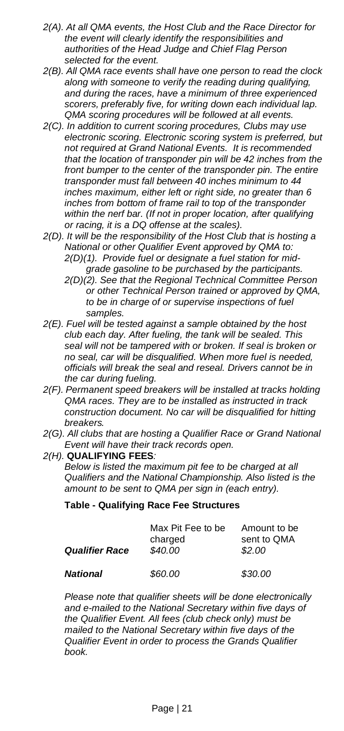*2(A). At all QMA events, the Host Club and the Race Director for the event will clearly identify the responsibilities and authorities of the Head Judge and Chief Flag Person selected for the event.*

*2(B). All QMA race events shall have one person to read the clock along with someone to verify the reading during qualifying, and during the races, have a minimum of three experienced scorers, preferably five, for writing down each individual lap. QMA scoring procedures will be followed at all events.*

*2(C). In addition to current scoring procedures, Clubs may use electronic scoring. Electronic scoring system is preferred, but not required at Grand National Events. It is recommended that the location of transponder pin will be 42 inches from the front bumper to the center of the transponder pin. The entire transponder must fall between 40 inches minimum to 44 inches maximum, either left or right side, no greater than 6 inches from bottom of frame rail to top of the transponder within the nerf bar. (If not in proper location, after qualifying or racing, it is a DQ offense at the scales).*

*2(D). It will be the responsibility of the Host Club that is hosting a National or other Qualifier Event approved by QMA to:*

- *2(D)(1). Provide fuel or designate a fuel station for mid-grade gasoline to be purchased by the participants.*
- *2(D)(2). See that the Regional Technical Committee Person or other Technical Person trained or approved by QMA, to be in charge of or supervise inspections of fuel samples.*

*2(E). Fuel will be tested against a sample obtained by the host club each day. After fueling, the tank will be sealed. This seal will not be tampered with or broken. If seal is broken or no seal, car will be disqualified. When more fuel is needed, officials will break the seal and reseal. Drivers cannot be in the car during fueling.*

*2(F). Permanent speed breakers will be installed at tracks holding QMA races. They are to be installed as instructed in track construction document. No car will be disqualified for hitting breakers.*

*2(G). All clubs that are hosting a Qualifier Race or Grand National Event will have their track records open.*

*2(H).* **QUALIFYING FEES***:*
*Below is listed the maximum pit fee to be charged at all Qualifiers and the National Championship. Also listed is the amount to be sent to QMA per sign in (each entry).*

**Table - Qualifying Race Fee Structures**

| | Max Pit Fee to be charged | Amount to be sent to QMA |
|---|---|---|
| ***Qualifier Race*** | *$40.00* | *$2.00* |
| ***National*** | *$60.00* | *$30.00* |

*Please note that qualifier sheets will be done electronically and e-mailed to the National Secretary within five days of the Qualifier Event. All fees (club check only) must be mailed to the National Secretary within five days of the Qualifier Event in order to process the Grands Qualifier book.*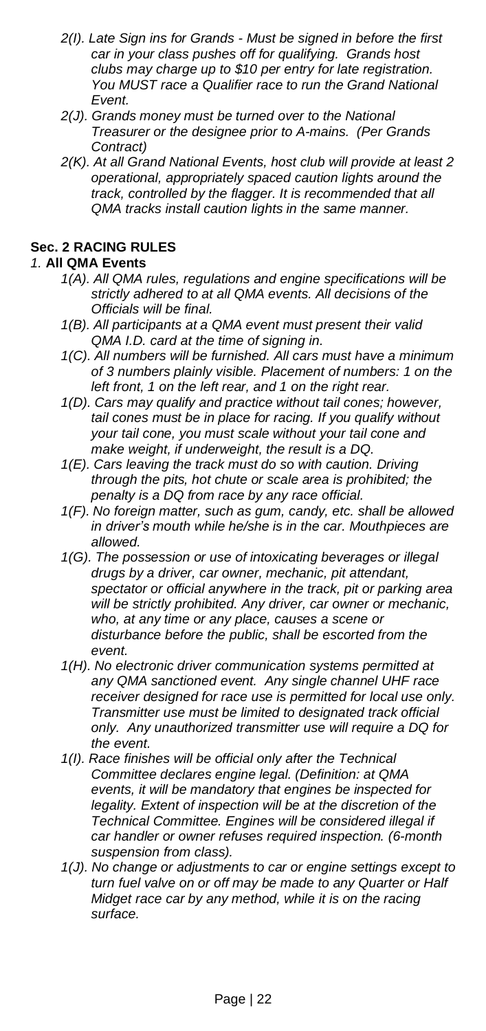*2(I). Late Sign ins for Grands - Must be signed in before the first car in your class pushes off for qualifying. Grands host clubs may charge up to $10 per entry for late registration. You MUST race a Qualifier race to run the Grand National Event.*

*2(J). Grands money must be turned over to the National Treasurer or the designee prior to A-mains. (Per Grands Contract)*

*2(K). At all Grand National Events, host club will provide at least 2 operational, appropriately spaced caution lights around the track, controlled by the flagger. It is recommended that all QMA tracks install caution lights in the same manner.*

## Sec. 2 RACING RULES

*1.* **All QMA Events**

*1(A). All QMA rules, regulations and engine specifications will be strictly adhered to at all QMA events. All decisions of the Officials will be final.*

*1(B). All participants at a QMA event must present their valid QMA I.D. card at the time of signing in.*

*1(C). All numbers will be furnished. All cars must have a minimum of 3 numbers plainly visible. Placement of numbers: 1 on the left front, 1 on the left rear, and 1 on the right rear.*

*1(D). Cars may qualify and practice without tail cones; however, tail cones must be in place for racing. If you qualify without your tail cone, you must scale without your tail cone and make weight, if underweight, the result is a DQ.*

*1(E). Cars leaving the track must do so with caution. Driving through the pits, hot chute or scale area is prohibited; the penalty is a DQ from race by any race official.*

*1(F). No foreign matter, such as gum, candy, etc. shall be allowed in driver's mouth while he/she is in the car. Mouthpieces are allowed.*

*1(G). The possession or use of intoxicating beverages or illegal drugs by a driver, car owner, mechanic, pit attendant, spectator or official anywhere in the track, pit or parking area will be strictly prohibited. Any driver, car owner or mechanic, who, at any time or any place, causes a scene or disturbance before the public, shall be escorted from the event.*

*1(H). No electronic driver communication systems permitted at any QMA sanctioned event. Any single channel UHF race receiver designed for race use is permitted for local use only. Transmitter use must be limited to designated track official only. Any unauthorized transmitter use will require a DQ for the event.*

*1(I). Race finishes will be official only after the Technical Committee declares engine legal. (Definition: at QMA events, it will be mandatory that engines be inspected for legality. Extent of inspection will be at the discretion of the Technical Committee. Engines will be considered illegal if car handler or owner refuses required inspection. (6-month suspension from class).*

*1(J). No change or adjustments to car or engine settings except to turn fuel valve on or off may be made to any Quarter or Half Midget race car by any method, while it is on the racing surface.*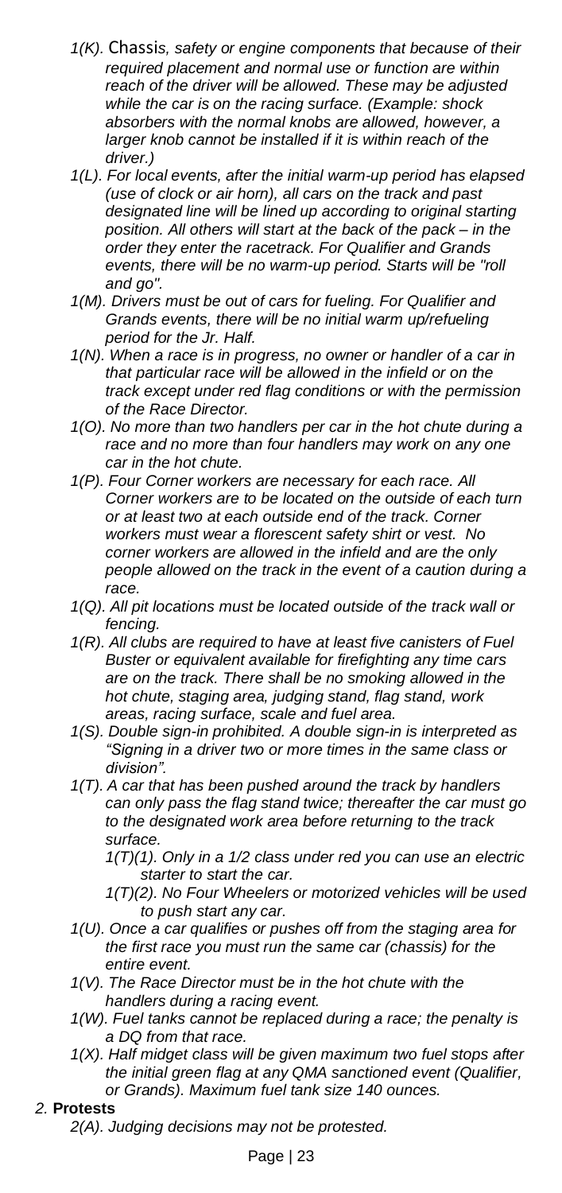- *1(K).* Chassis*, safety or engine components that because of their required placement and normal use or function are within reach of the driver will be allowed. These may be adjusted while the car is on the racing surface. (Example: shock absorbers with the normal knobs are allowed, however, a larger knob cannot be installed if it is within reach of the driver.)*
- *1(L). For local events, after the initial warm-up period has elapsed (use of clock or air horn), all cars on the track and past designated line will be lined up according to original starting position. All others will start at the back of the pack – in the order they enter the racetrack. For Qualifier and Grands events, there will be no warm-up period. Starts will be "roll and go".*
- *1(M). Drivers must be out of cars for fueling. For Qualifier and Grands events, there will be no initial warm up/refueling period for the Jr. Half.*
- *1(N). When a race is in progress, no owner or handler of a car in that particular race will be allowed in the infield or on the track except under red flag conditions or with the permission of the Race Director.*
- *1(O). No more than two handlers per car in the hot chute during a race and no more than four handlers may work on any one car in the hot chute.*
- *1(P). Four Corner workers are necessary for each race. All Corner workers are to be located on the outside of each turn or at least two at each outside end of the track. Corner workers must wear a florescent safety shirt or vest. No corner workers are allowed in the infield and are the only people allowed on the track in the event of a caution during a race.*
- *1(Q). All pit locations must be located outside of the track wall or fencing.*
- *1(R). All clubs are required to have at least five canisters of Fuel Buster or equivalent available for firefighting any time cars are on the track. There shall be no smoking allowed in the hot chute, staging area, judging stand, flag stand, work areas, racing surface, scale and fuel area.*
- *1(S). Double sign-in prohibited. A double sign-in is interpreted as "Signing in a driver two or more times in the same class or division".*
- *1(T). A car that has been pushed around the track by handlers can only pass the flag stand twice; thereafter the car must go to the designated work area before returning to the track surface.*
  - *1(T)(1). Only in a 1/2 class under red you can use an electric starter to start the car.*
  - *1(T)(2). No Four Wheelers or motorized vehicles will be used to push start any car.*
- *1(U). Once a car qualifies or pushes off from the staging area for the first race you must run the same car (chassis) for the entire event.*
- *1(V). The Race Director must be in the hot chute with the handlers during a racing event.*
- *1(W). Fuel tanks cannot be replaced during a race; the penalty is a DQ from that race.*
- *1(X). Half midget class will be given maximum two fuel stops after the initial green flag at any QMA sanctioned event (Qualifier, or Grands). Maximum fuel tank size 140 ounces.*

*2.* **Protests**

*2(A). Judging decisions may not be protested.*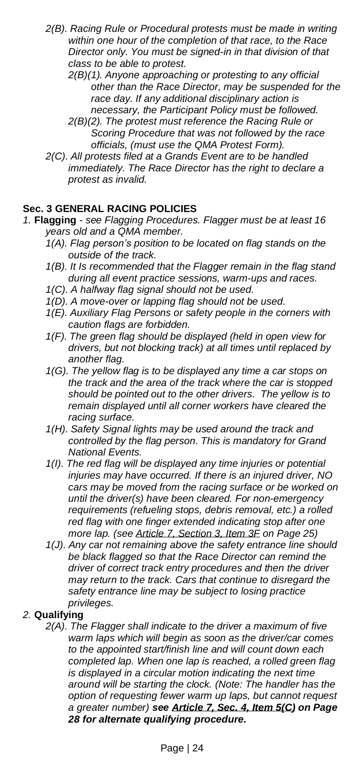*2(B). Racing Rule or Procedural protests must be made in writing within one hour of the completion of that race, to the Race Director only. You must be signed-in in that division of that class to be able to protest.*

*2(B)(1). Anyone approaching or protesting to any official other than the Race Director, may be suspended for the race day. If any additional disciplinary action is necessary, the Participant Policy must be followed.*

*2(B)(2). The protest must reference the Racing Rule or Scoring Procedure that was not followed by the race officials, (must use the QMA Protest Form).*

*2(C). All protests filed at a Grands Event are to be handled immediately. The Race Director has the right to declare a protest as invalid.*

## Sec. 3 GENERAL RACING POLICIES

*1.* **Flagging** *- see Flagging Procedures. Flagger must be at least 16 years old and a QMA member.*

*1(A). Flag person's position to be located on flag stands on the outside of the track.*

*1(B). It Is recommended that the Flagger remain in the flag stand during all event practice sessions, warm-ups and races.*

*1(C). A halfway flag signal should not be used.*

*1(D). A move-over or lapping flag should not be used.*

*1(E). Auxiliary Flag Persons or safety people in the corners with caution flags are forbidden.*

*1(F). The green flag should be displayed (held in open view for drivers, but not blocking track) at all times until replaced by another flag.*

*1(G). The yellow flag is to be displayed any time a car stops on the track and the area of the track where the car is stopped should be pointed out to the other drivers. The yellow is to remain displayed until all corner workers have cleared the racing surface.*

*1(H). Safety Signal lights may be used around the track and controlled by the flag person. This is mandatory for Grand National Events.*

*1(I). The red flag will be displayed any time injuries or potential injuries may have occurred. If there is an injured driver, NO cars may be moved from the racing surface or be worked on until the driver(s) have been cleared. For non-emergency requirements (refueling stops, debris removal, etc.) a rolled red flag with one finger extended indicating stop after one more lap. (see Article 7, Section 3, Item 3F on Page 25)*

*1(J). Any car not remaining above the safety entrance line should be black flagged so that the Race Director can remind the driver of correct track entry procedures and then the driver may return to the track. Cars that continue to disregard the safety entrance line may be subject to losing practice privileges.*

*2.* **Qualifying**

*2(A). The Flagger shall indicate to the driver a maximum of five warm laps which will begin as soon as the driver/car comes to the appointed start/finish line and will count down each completed lap. When one lap is reached, a rolled green flag is displayed in a circular motion indicating the next time around will be starting the clock. (Note: The handler has the option of requesting fewer warm up laps, but cannot request a greater number)* ***see Article 7, Sec. 4, Item 5(C) on Page 28 for alternate qualifying procedure.***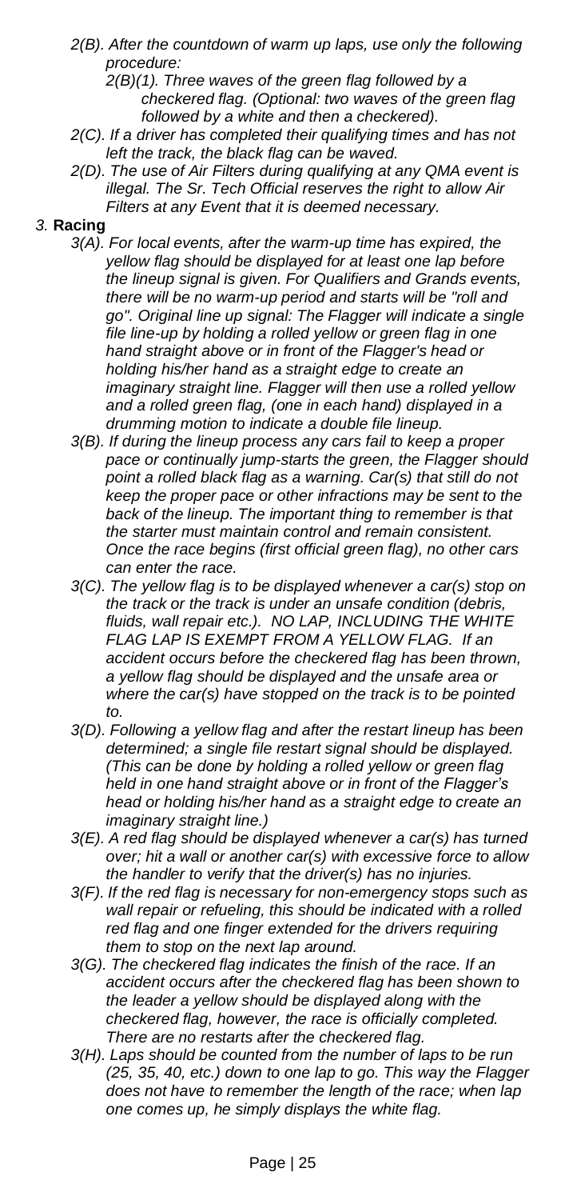*2(B). After the countdown of warm up laps, use only the following procedure:*

*2(B)(1). Three waves of the green flag followed by a checkered flag. (Optional: two waves of the green flag followed by a white and then a checkered).*

*2(C). If a driver has completed their qualifying times and has not left the track, the black flag can be waved.*

*2(D). The use of Air Filters during qualifying at any QMA event is illegal. The Sr. Tech Official reserves the right to allow Air Filters at any Event that it is deemed necessary.*

*3.* **Racing**

*3(A). For local events, after the warm-up time has expired, the yellow flag should be displayed for at least one lap before the lineup signal is given. For Qualifiers and Grands events, there will be no warm-up period and starts will be "roll and go". Original line up signal: The Flagger will indicate a single file line-up by holding a rolled yellow or green flag in one hand straight above or in front of the Flagger's head or holding his/her hand as a straight edge to create an imaginary straight line. Flagger will then use a rolled yellow and a rolled green flag, (one in each hand) displayed in a drumming motion to indicate a double file lineup.*

*3(B). If during the lineup process any cars fail to keep a proper pace or continually jump-starts the green, the Flagger should point a rolled black flag as a warning. Car(s) that still do not keep the proper pace or other infractions may be sent to the back of the lineup. The important thing to remember is that the starter must maintain control and remain consistent. Once the race begins (first official green flag), no other cars can enter the race.*

*3(C). The yellow flag is to be displayed whenever a car(s) stop on the track or the track is under an unsafe condition (debris, fluids, wall repair etc.). NO LAP, INCLUDING THE WHITE FLAG LAP IS EXEMPT FROM A YELLOW FLAG. If an accident occurs before the checkered flag has been thrown, a yellow flag should be displayed and the unsafe area or where the car(s) have stopped on the track is to be pointed to.*

*3(D). Following a yellow flag and after the restart lineup has been determined; a single file restart signal should be displayed. (This can be done by holding a rolled yellow or green flag held in one hand straight above or in front of the Flagger's head or holding his/her hand as a straight edge to create an imaginary straight line.)*

*3(E). A red flag should be displayed whenever a car(s) has turned over; hit a wall or another car(s) with excessive force to allow the handler to verify that the driver(s) has no injuries.*

*3(F). If the red flag is necessary for non-emergency stops such as wall repair or refueling, this should be indicated with a rolled red flag and one finger extended for the drivers requiring them to stop on the next lap around.*

*3(G). The checkered flag indicates the finish of the race. If an accident occurs after the checkered flag has been shown to the leader a yellow should be displayed along with the checkered flag, however, the race is officially completed. There are no restarts after the checkered flag.*

*3(H). Laps should be counted from the number of laps to be run (25, 35, 40, etc.) down to one lap to go. This way the Flagger does not have to remember the length of the race; when lap one comes up, he simply displays the white flag.*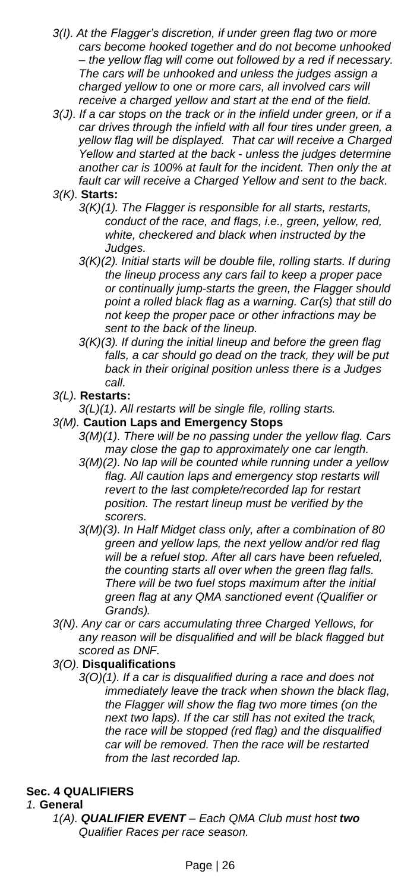- *3(I). At the Flagger's discretion, if under green flag two or more cars become hooked together and do not become unhooked – the yellow flag will come out followed by a red if necessary. The cars will be unhooked and unless the judges assign a charged yellow to one or more cars, all involved cars will receive a charged yellow and start at the end of the field.*
- *3(J). If a car stops on the track or in the infield under green, or if a car drives through the infield with all four tires under green, a yellow flag will be displayed. That car will receive a Charged Yellow and started at the back - unless the judges determine another car is 100% at fault for the incident. Then only the at fault car will receive a Charged Yellow and sent to the back.*
- *3(K).* **Starts:**
  - *3(K)(1). The Flagger is responsible for all starts, restarts, conduct of the race, and flags, i.e., green, yellow, red, white, checkered and black when instructed by the Judges.*
  - *3(K)(2). Initial starts will be double file, rolling starts. If during the lineup process any cars fail to keep a proper pace or continually jump-starts the green, the Flagger should point a rolled black flag as a warning. Car(s) that still do not keep the proper pace or other infractions may be sent to the back of the lineup.*
  - *3(K)(3). If during the initial lineup and before the green flag falls, a car should go dead on the track, they will be put back in their original position unless there is a Judges call.*
- *3(L).* **Restarts:**
  - *3(L)(1). All restarts will be single file, rolling starts.*
- *3(M).* **Caution Laps and Emergency Stops**
  - *3(M)(1). There will be no passing under the yellow flag. Cars may close the gap to approximately one car length.*
  - *3(M)(2). No lap will be counted while running under a yellow flag. All caution laps and emergency stop restarts will revert to the last complete/recorded lap for restart position. The restart lineup must be verified by the scorers.*
  - *3(M)(3). In Half Midget class only, after a combination of 80 green and yellow laps, the next yellow and/or red flag will be a refuel stop. After all cars have been refueled, the counting starts all over when the green flag falls. There will be two fuel stops maximum after the initial green flag at any QMA sanctioned event (Qualifier or Grands).*
- *3(N). Any car or cars accumulating three Charged Yellows, for any reason will be disqualified and will be black flagged but scored as DNF.*
- *3(O).* **Disqualifications**
  - *3(O)(1). If a car is disqualified during a race and does not immediately leave the track when shown the black flag, the Flagger will show the flag two more times (on the next two laps). If the car still has not exited the track, the race will be stopped (red flag) and the disqualified car will be removed. Then the race will be restarted from the last recorded lap.*

## Sec. 4 QUALIFIERS

*1.* **General**

- *1(A).* ***QUALIFIER EVENT*** *– Each QMA Club must host* ***two*** *Qualifier Races per race season.*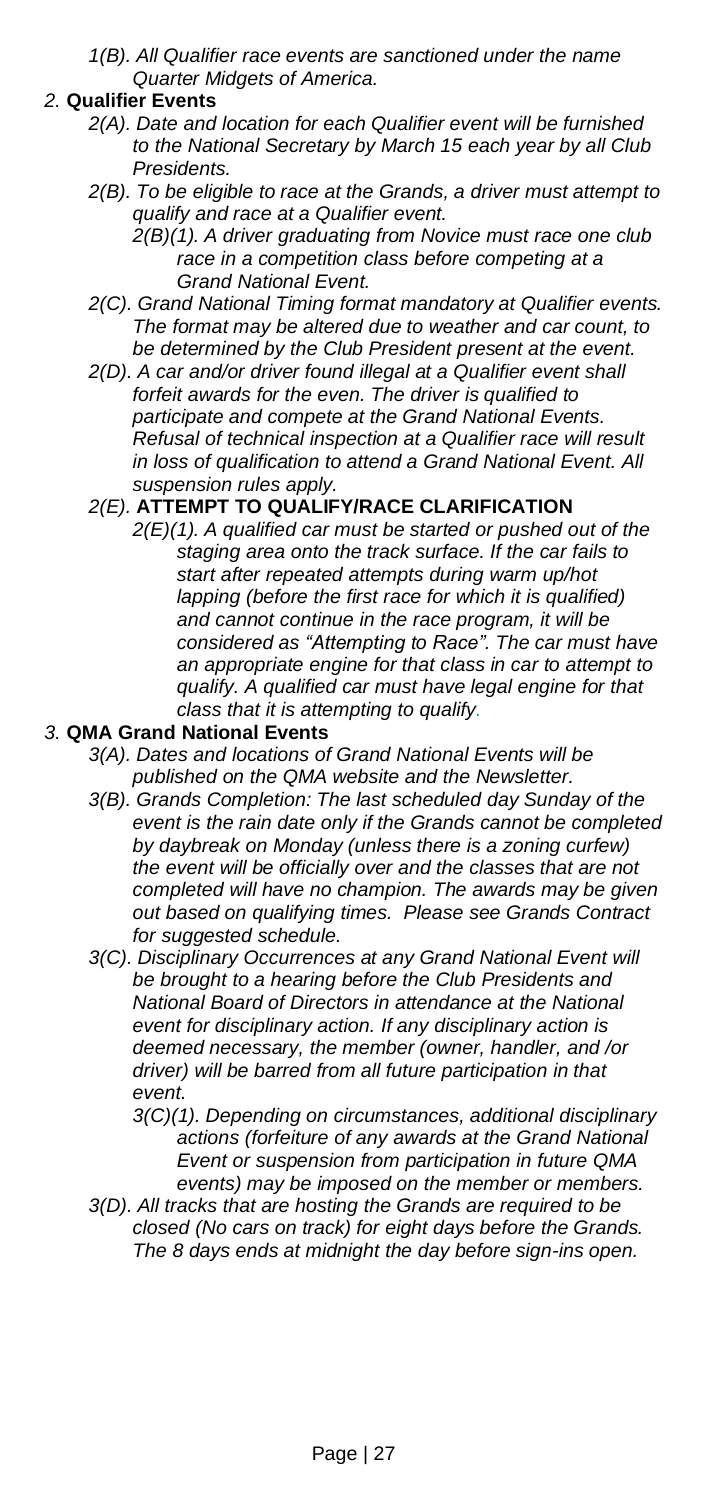*1(B). All Qualifier race events are sanctioned under the name Quarter Midgets of America.*

2. **Qualifier Events**

*2(A). Date and location for each Qualifier event will be furnished to the National Secretary by March 15 each year by all Club Presidents.*

*2(B). To be eligible to race at the Grands, a driver must attempt to qualify and race at a Qualifier event.*

*2(B)(1). A driver graduating from Novice must race one club race in a competition class before competing at a Grand National Event.*

*2(C). Grand National Timing format mandatory at Qualifier events. The format may be altered due to weather and car count, to be determined by the Club President present at the event.*

*2(D). A car and/or driver found illegal at a Qualifier event shall forfeit awards for the even. The driver is qualified to participate and compete at the Grand National Events. Refusal of technical inspection at a Qualifier race will result in loss of qualification to attend a Grand National Event. All suspension rules apply.*

*2(E).* **ATTEMPT TO QUALIFY/RACE CLARIFICATION**

*2(E)(1). A qualified car must be started or pushed out of the staging area onto the track surface. If the car fails to start after repeated attempts during warm up/hot lapping (before the first race for which it is qualified) and cannot continue in the race program, it will be considered as "Attempting to Race". The car must have an appropriate engine for that class in car to attempt to qualify. A qualified car must have legal engine for that class that it is attempting to qualify.*

3. **QMA Grand National Events**

*3(A). Dates and locations of Grand National Events will be published on the QMA website and the Newsletter.*

*3(B). Grands Completion: The last scheduled day Sunday of the event is the rain date only if the Grands cannot be completed by daybreak on Monday (unless there is a zoning curfew) the event will be officially over and the classes that are not completed will have no champion. The awards may be given out based on qualifying times. Please see Grands Contract for suggested schedule.*

*3(C). Disciplinary Occurrences at any Grand National Event will be brought to a hearing before the Club Presidents and National Board of Directors in attendance at the National event for disciplinary action. If any disciplinary action is deemed necessary, the member (owner, handler, and /or driver) will be barred from all future participation in that event.*

*3(C)(1). Depending on circumstances, additional disciplinary actions (forfeiture of any awards at the Grand National Event or suspension from participation in future QMA events) may be imposed on the member or members.*

*3(D). All tracks that are hosting the Grands are required to be closed (No cars on track) for eight days before the Grands. The 8 days ends at midnight the day before sign-ins open.*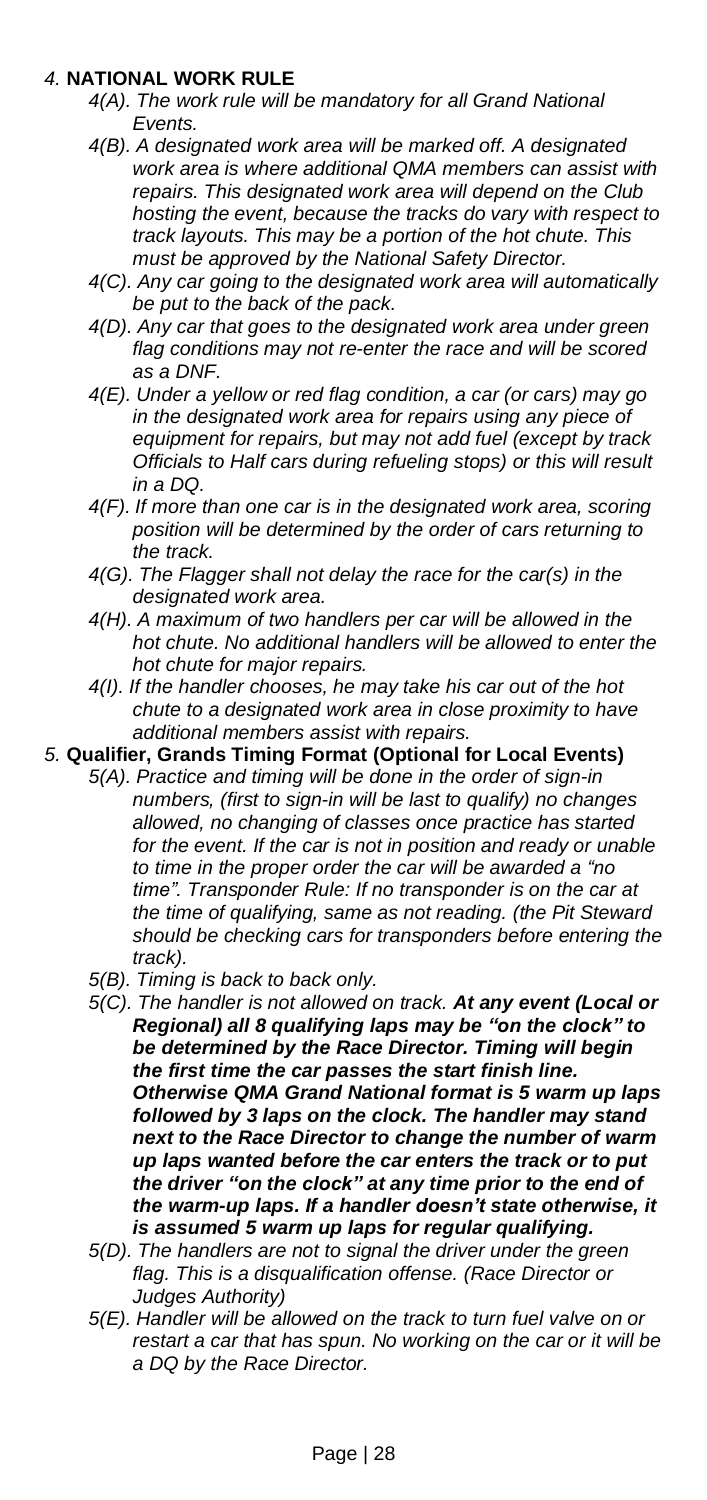*4.* **NATIONAL WORK RULE**

*4(A). The work rule will be mandatory for all Grand National Events.*

*4(B). A designated work area will be marked off. A designated work area is where additional QMA members can assist with repairs. This designated work area will depend on the Club hosting the event, because the tracks do vary with respect to track layouts. This may be a portion of the hot chute. This must be approved by the National Safety Director.*

*4(C). Any car going to the designated work area will automatically be put to the back of the pack.*

*4(D). Any car that goes to the designated work area under green flag conditions may not re-enter the race and will be scored as a DNF.*

*4(E). Under a yellow or red flag condition, a car (or cars) may go in the designated work area for repairs using any piece of equipment for repairs, but may not add fuel (except by track Officials to Half cars during refueling stops) or this will result in a DQ.*

*4(F). If more than one car is in the designated work area, scoring position will be determined by the order of cars returning to the track.*

*4(G). The Flagger shall not delay the race for the car(s) in the designated work area.*

*4(H). A maximum of two handlers per car will be allowed in the hot chute. No additional handlers will be allowed to enter the hot chute for major repairs.*

*4(I). If the handler chooses, he may take his car out of the hot chute to a designated work area in close proximity to have additional members assist with repairs.*

*5.* **Qualifier, Grands Timing Format (Optional for Local Events)**

*5(A). Practice and timing will be done in the order of sign-in numbers, (first to sign-in will be last to qualify) no changes allowed, no changing of classes once practice has started for the event. If the car is not in position and ready or unable to time in the proper order the car will be awarded a "no time". Transponder Rule: If no transponder is on the car at the time of qualifying, same as not reading. (the Pit Steward should be checking cars for transponders before entering the track).*

*5(B). Timing is back to back only.*

*5(C). The handler is not allowed on track.* ***At any event (Local or Regional) all 8 qualifying laps may be "on the clock" to be determined by the Race Director. Timing will begin the first time the car passes the start finish line. Otherwise QMA Grand National format is 5 warm up laps followed by 3 laps on the clock. The handler may stand next to the Race Director to change the number of warm up laps wanted before the car enters the track or to put the driver "on the clock" at any time prior to the end of the warm-up laps. If a handler doesn't state otherwise, it is assumed 5 warm up laps for regular qualifying.***

*5(D). The handlers are not to signal the driver under the green flag. This is a disqualification offense. (Race Director or Judges Authority)*

*5(E). Handler will be allowed on the track to turn fuel valve on or restart a car that has spun. No working on the car or it will be a DQ by the Race Director.*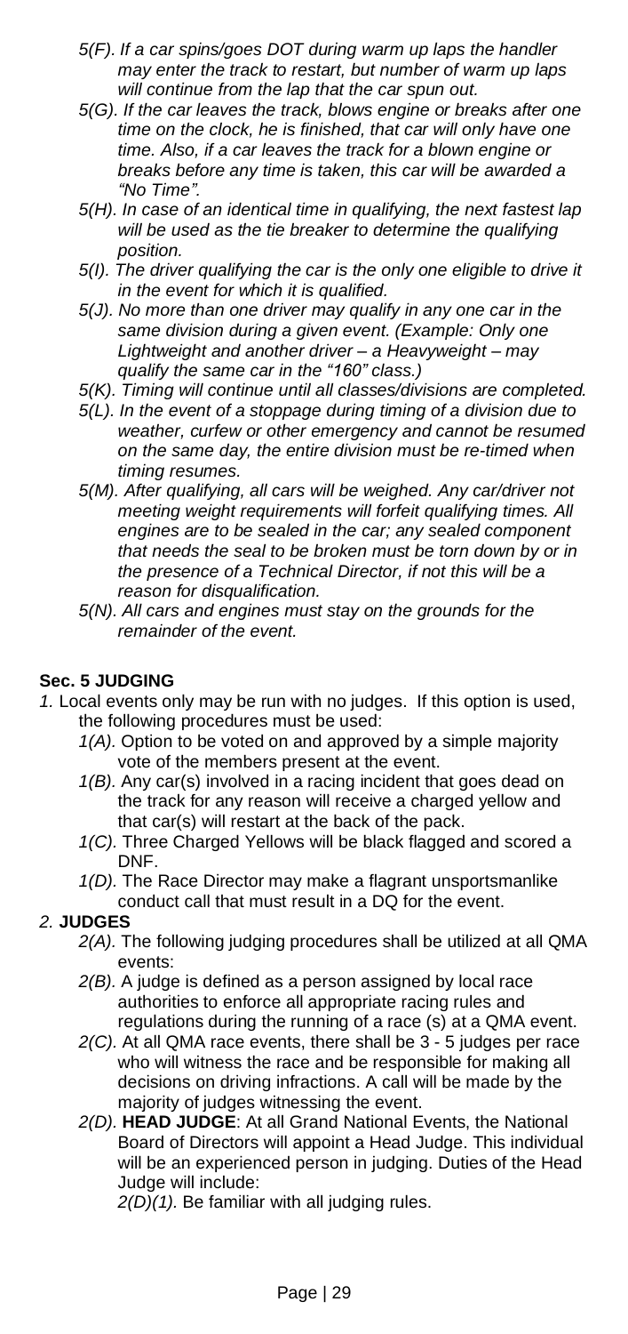*5(F). If a car spins/goes DOT during warm up laps the handler may enter the track to restart, but number of warm up laps will continue from the lap that the car spun out.*

*5(G). If the car leaves the track, blows engine or breaks after one time on the clock, he is finished, that car will only have one time. Also, if a car leaves the track for a blown engine or breaks before any time is taken, this car will be awarded a "No Time".*

*5(H). In case of an identical time in qualifying, the next fastest lap will be used as the tie breaker to determine the qualifying position.*

*5(I). The driver qualifying the car is the only one eligible to drive it in the event for which it is qualified.*

*5(J). No more than one driver may qualify in any one car in the same division during a given event. (Example: Only one Lightweight and another driver – a Heavyweight – may qualify the same car in the "160" class.)*

*5(K). Timing will continue until all classes/divisions are completed.*

*5(L). In the event of a stoppage during timing of a division due to weather, curfew or other emergency and cannot be resumed on the same day, the entire division must be re-timed when timing resumes.*

*5(M). After qualifying, all cars will be weighed. Any car/driver not meeting weight requirements will forfeit qualifying times. All engines are to be sealed in the car; any sealed component that needs the seal to be torn down by or in the presence of a Technical Director, if not this will be a reason for disqualification.*

*5(N). All cars and engines must stay on the grounds for the remainder of the event.*

**Sec. 5 JUDGING**

*1.* Local events only may be run with no judges. If this option is used, the following procedures must be used:

*1(A).* Option to be voted on and approved by a simple majority vote of the members present at the event.

*1(B).* Any car(s) involved in a racing incident that goes dead on the track for any reason will receive a charged yellow and that car(s) will restart at the back of the pack.

*1(C).* Three Charged Yellows will be black flagged and scored a DNF.

*1(D).* The Race Director may make a flagrant unsportsmanlike conduct call that must result in a DQ for the event.

*2.* **JUDGES**

*2(A).* The following judging procedures shall be utilized at all QMA events:

*2(B).* A judge is defined as a person assigned by local race authorities to enforce all appropriate racing rules and regulations during the running of a race (s) at a QMA event.

*2(C).* At all QMA race events, there shall be 3 - 5 judges per race who will witness the race and be responsible for making all decisions on driving infractions. A call will be made by the majority of judges witnessing the event.

*2(D).* **HEAD JUDGE**: At all Grand National Events, the National Board of Directors will appoint a Head Judge. This individual will be an experienced person in judging. Duties of the Head Judge will include:

*2(D)(1).* Be familiar with all judging rules.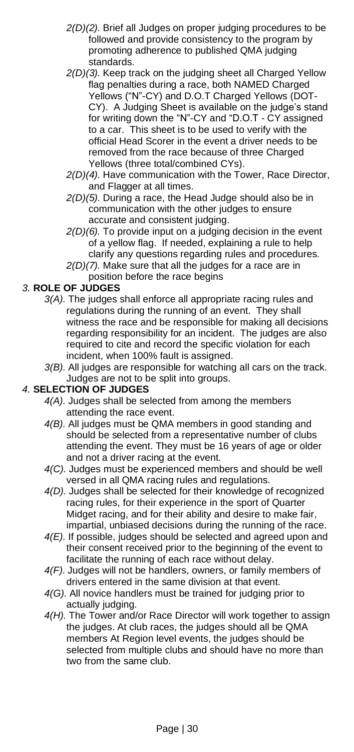*2(D)(2).* Brief all Judges on proper judging procedures to be followed and provide consistency to the program by promoting adherence to published QMA judging standards.

*2(D)(3).* Keep track on the judging sheet all Charged Yellow flag penalties during a race, both NAMED Charged Yellows ("N"-CY) and D.O.T Charged Yellows (DOT-CY). A Judging Sheet is available on the judge's stand for writing down the "N"-CY and "D.O.T - CY assigned to a car. This sheet is to be used to verify with the official Head Scorer in the event a driver needs to be removed from the race because of three Charged Yellows (three total/combined CYs).

*2(D)(4).* Have communication with the Tower, Race Director, and Flagger at all times.

*2(D)(5).* During a race, the Head Judge should also be in communication with the other judges to ensure accurate and consistent judging.

*2(D)(6).* To provide input on a judging decision in the event of a yellow flag. If needed, explaining a rule to help clarify any questions regarding rules and procedures.

*2(D)(7).* Make sure that all the judges for a race are in position before the race begins

## *3.* **ROLE OF JUDGES**

*3(A).* The judges shall enforce all appropriate racing rules and regulations during the running of an event. They shall witness the race and be responsible for making all decisions regarding responsibility for an incident. The judges are also required to cite and record the specific violation for each incident, when 100% fault is assigned.

*3(B).* All judges are responsible for watching all cars on the track. Judges are not to be split into groups.

## *4.* **SELECTION OF JUDGES**

*4(A).* Judges shall be selected from among the members attending the race event.

*4(B).* All judges must be QMA members in good standing and should be selected from a representative number of clubs attending the event. They must be 16 years of age or older and not a driver racing at the event.

*4(C).* Judges must be experienced members and should be well versed in all QMA racing rules and regulations.

*4(D).* Judges shall be selected for their knowledge of recognized racing rules, for their experience in the sport of Quarter Midget racing, and for their ability and desire to make fair, impartial, unbiased decisions during the running of the race.

*4(E).* If possible, judges should be selected and agreed upon and their consent received prior to the beginning of the event to facilitate the running of each race without delay.

*4(F).* Judges will not be handlers, owners, or family members of drivers entered in the same division at that event.

*4(G).* All novice handlers must be trained for judging prior to actually judging.

*4(H).* The Tower and/or Race Director will work together to assign the judges. At club races, the judges should all be QMA members At Region level events, the judges should be selected from multiple clubs and should have no more than two from the same club.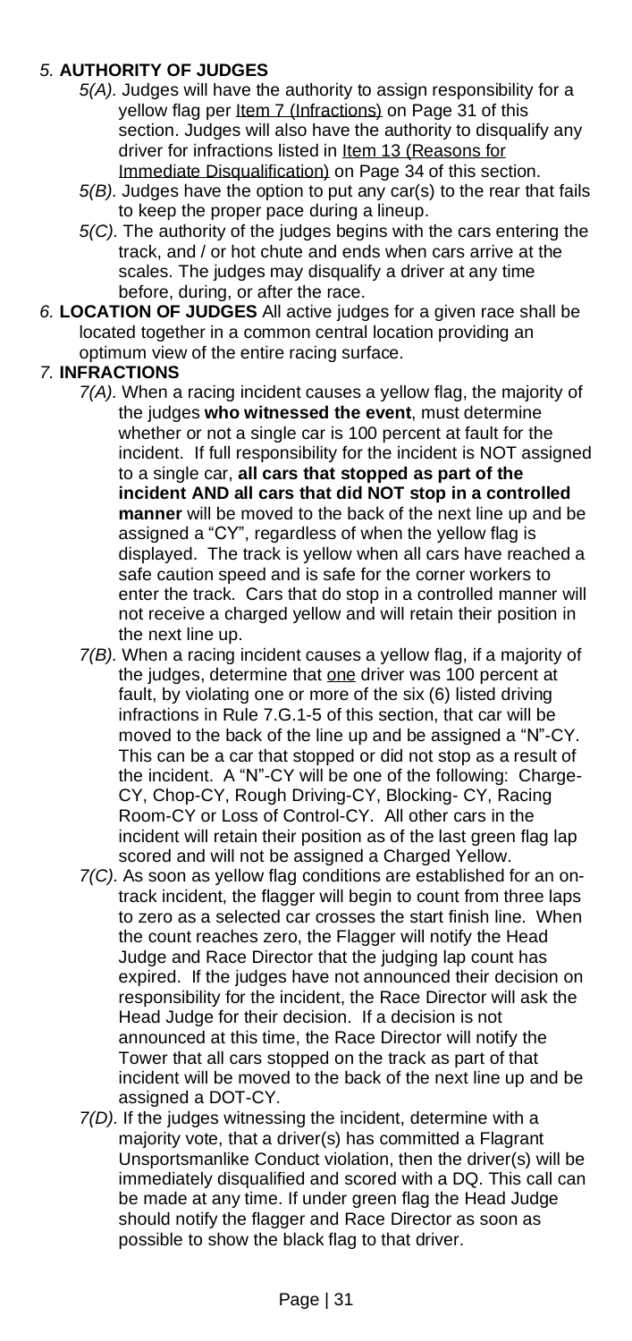*5.* **AUTHORITY OF JUDGES**

*5(A).* Judges will have the authority to assign responsibility for a yellow flag per Item 7 (Infractions) on Page 31 of this section. Judges will also have the authority to disqualify any driver for infractions listed in Item 13 (Reasons for Immediate Disqualification) on Page 34 of this section.

*5(B).* Judges have the option to put any car(s) to the rear that fails to keep the proper pace during a lineup.

*5(C).* The authority of the judges begins with the cars entering the track, and / or hot chute and ends when cars arrive at the scales. The judges may disqualify a driver at any time before, during, or after the race.

*6.* **LOCATION OF JUDGES** All active judges for a given race shall be located together in a common central location providing an optimum view of the entire racing surface.

*7.* **INFRACTIONS**

*7(A).* When a racing incident causes a yellow flag, the majority of the judges **who witnessed the event**, must determine whether or not a single car is 100 percent at fault for the incident. If full responsibility for the incident is NOT assigned to a single car, **all cars that stopped as part of the incident AND all cars that did NOT stop in a controlled manner** will be moved to the back of the next line up and be assigned a "CY", regardless of when the yellow flag is displayed. The track is yellow when all cars have reached a safe caution speed and is safe for the corner workers to enter the track. Cars that do stop in a controlled manner will not receive a charged yellow and will retain their position in the next line up.

*7(B).* When a racing incident causes a yellow flag, if a majority of the judges, determine that one driver was 100 percent at fault, by violating one or more of the six (6) listed driving infractions in Rule 7.G.1-5 of this section, that car will be moved to the back of the line up and be assigned a "N"-CY. This can be a car that stopped or did not stop as a result of the incident. A "N"-CY will be one of the following: Charge-CY, Chop-CY, Rough Driving-CY, Blocking- CY, Racing Room-CY or Loss of Control-CY. All other cars in the incident will retain their position as of the last green flag lap scored and will not be assigned a Charged Yellow.

*7(C).* As soon as yellow flag conditions are established for an on-track incident, the flagger will begin to count from three laps to zero as a selected car crosses the start finish line. When the count reaches zero, the Flagger will notify the Head Judge and Race Director that the judging lap count has expired. If the judges have not announced their decision on responsibility for the incident, the Race Director will ask the Head Judge for their decision. If a decision is not announced at this time, the Race Director will notify the Tower that all cars stopped on the track as part of that incident will be moved to the back of the next line up and be assigned a DOT-CY.

*7(D).* If the judges witnessing the incident, determine with a majority vote, that a driver(s) has committed a Flagrant Unsportsmanlike Conduct violation, then the driver(s) will be immediately disqualified and scored with a DQ. This call can be made at any time. If under green flag the Head Judge should notify the flagger and Race Director as soon as possible to show the black flag to that driver.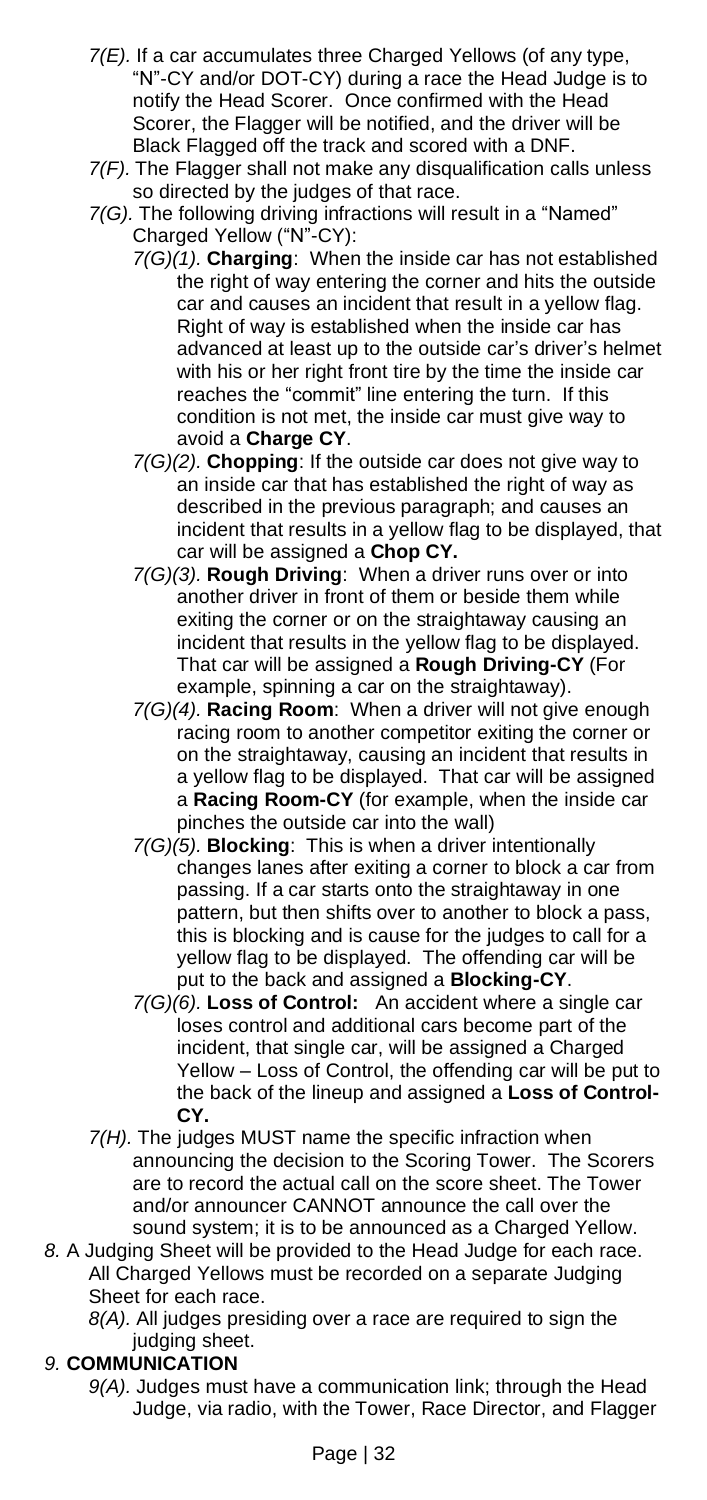- *7(E).* If a car accumulates three Charged Yellows (of any type, "N"-CY and/or DOT-CY) during a race the Head Judge is to notify the Head Scorer. Once confirmed with the Head Scorer, the Flagger will be notified, and the driver will be Black Flagged off the track and scored with a DNF.
- *7(F).* The Flagger shall not make any disqualification calls unless so directed by the judges of that race.
- *7(G).* The following driving infractions will result in a "Named" Charged Yellow ("N"-CY):
  - *7(G)(1).* **Charging**: When the inside car has not established the right of way entering the corner and hits the outside car and causes an incident that result in a yellow flag. Right of way is established when the inside car has advanced at least up to the outside car's driver's helmet with his or her right front tire by the time the inside car reaches the "commit" line entering the turn. If this condition is not met, the inside car must give way to avoid a **Charge CY**.
  - *7(G)(2).* **Chopping**: If the outside car does not give way to an inside car that has established the right of way as described in the previous paragraph; and causes an incident that results in a yellow flag to be displayed, that car will be assigned a **Chop CY.**
  - *7(G)(3).* **Rough Driving**: When a driver runs over or into another driver in front of them or beside them while exiting the corner or on the straightaway causing an incident that results in the yellow flag to be displayed. That car will be assigned a **Rough Driving-CY** (For example, spinning a car on the straightaway).
  - *7(G)(4).* **Racing Room**: When a driver will not give enough racing room to another competitor exiting the corner or on the straightaway, causing an incident that results in a yellow flag to be displayed. That car will be assigned a **Racing Room-CY** (for example, when the inside car pinches the outside car into the wall)
  - *7(G)(5).* **Blocking**: This is when a driver intentionally changes lanes after exiting a corner to block a car from passing. If a car starts onto the straightaway in one pattern, but then shifts over to another to block a pass, this is blocking and is cause for the judges to call for a yellow flag to be displayed. The offending car will be put to the back and assigned a **Blocking-CY**.
  - *7(G)(6).* **Loss of Control:** An accident where a single car loses control and additional cars become part of the incident, that single car, will be assigned a Charged Yellow – Loss of Control, the offending car will be put to the back of the lineup and assigned a **Loss of Control-CY.**
- *7(H).* The judges MUST name the specific infraction when announcing the decision to the Scoring Tower. The Scorers are to record the actual call on the score sheet. The Tower and/or announcer CANNOT announce the call over the sound system; it is to be announced as a Charged Yellow.

*8.* A Judging Sheet will be provided to the Head Judge for each race. All Charged Yellows must be recorded on a separate Judging Sheet for each race.
- *8(A).* All judges presiding over a race are required to sign the judging sheet.

*9.* **COMMUNICATION**
- *9(A).* Judges must have a communication link; through the Head Judge, via radio, with the Tower, Race Director, and Flagger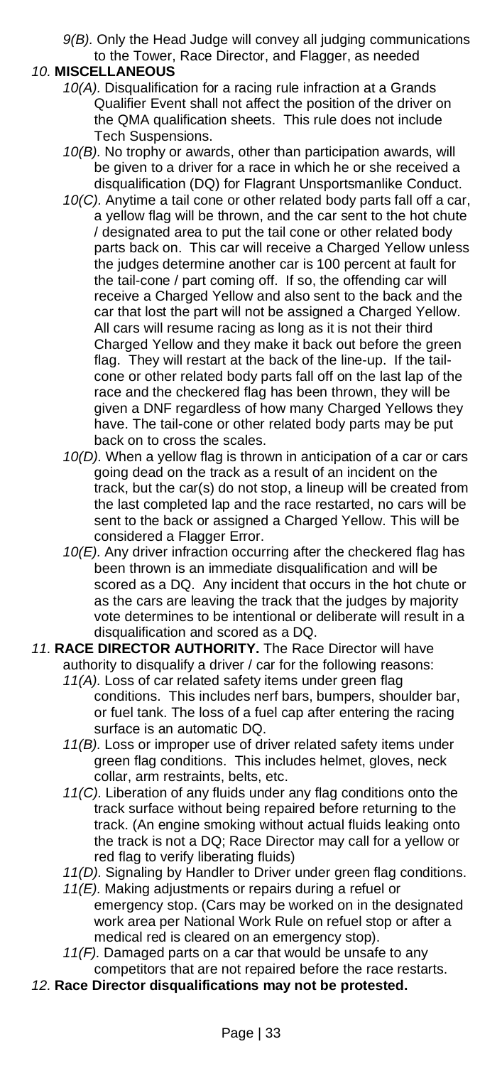*9(B).* Only the Head Judge will convey all judging communications to the Tower, Race Director, and Flagger, as needed

*10.* **MISCELLANEOUS**

*10(A).* Disqualification for a racing rule infraction at a Grands Qualifier Event shall not affect the position of the driver on the QMA qualification sheets. This rule does not include Tech Suspensions.

*10(B).* No trophy or awards, other than participation awards, will be given to a driver for a race in which he or she received a disqualification (DQ) for Flagrant Unsportsmanlike Conduct.

*10(C).* Anytime a tail cone or other related body parts fall off a car, a yellow flag will be thrown, and the car sent to the hot chute / designated area to put the tail cone or other related body parts back on. This car will receive a Charged Yellow unless the judges determine another car is 100 percent at fault for the tail-cone / part coming off. If so, the offending car will receive a Charged Yellow and also sent to the back and the car that lost the part will not be assigned a Charged Yellow. All cars will resume racing as long as it is not their third Charged Yellow and they make it back out before the green flag. They will restart at the back of the line-up. If the tail-cone or other related body parts fall off on the last lap of the race and the checkered flag has been thrown, they will be given a DNF regardless of how many Charged Yellows they have. The tail-cone or other related body parts may be put back on to cross the scales.

*10(D).* When a yellow flag is thrown in anticipation of a car or cars going dead on the track as a result of an incident on the track, but the car(s) do not stop, a lineup will be created from the last completed lap and the race restarted, no cars will be sent to the back or assigned a Charged Yellow. This will be considered a Flagger Error.

*10(E).* Any driver infraction occurring after the checkered flag has been thrown is an immediate disqualification and will be scored as a DQ. Any incident that occurs in the hot chute or as the cars are leaving the track that the judges by majority vote determines to be intentional or deliberate will result in a disqualification and scored as a DQ.

*11.* **RACE DIRECTOR AUTHORITY.** The Race Director will have authority to disqualify a driver / car for the following reasons:

*11(A).* Loss of car related safety items under green flag conditions. This includes nerf bars, bumpers, shoulder bar, or fuel tank. The loss of a fuel cap after entering the racing surface is an automatic DQ.

*11(B).* Loss or improper use of driver related safety items under green flag conditions. This includes helmet, gloves, neck collar, arm restraints, belts, etc.

*11(C).* Liberation of any fluids under any flag conditions onto the track surface without being repaired before returning to the track. (An engine smoking without actual fluids leaking onto the track is not a DQ; Race Director may call for a yellow or red flag to verify liberating fluids)

*11(D).* Signaling by Handler to Driver under green flag conditions.

*11(E).* Making adjustments or repairs during a refuel or emergency stop. (Cars may be worked on in the designated work area per National Work Rule on refuel stop or after a medical red is cleared on an emergency stop).

*11(F).* Damaged parts on a car that would be unsafe to any competitors that are not repaired before the race restarts.

*12.* **Race Director disqualifications may not be protested.**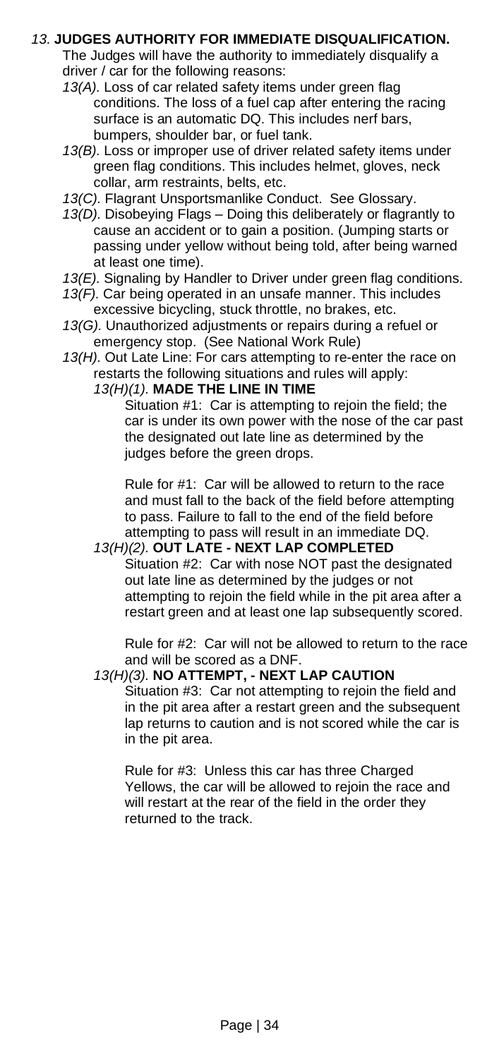*13.* **JUDGES AUTHORITY FOR IMMEDIATE DISQUALIFICATION.**

The Judges will have the authority to immediately disqualify a driver / car for the following reasons:

*13(A).* Loss of car related safety items under green flag conditions. The loss of a fuel cap after entering the racing surface is an automatic DQ. This includes nerf bars, bumpers, shoulder bar, or fuel tank.

*13(B).* Loss or improper use of driver related safety items under green flag conditions. This includes helmet, gloves, neck collar, arm restraints, belts, etc.

*13(C).* Flagrant Unsportsmanlike Conduct. See Glossary.

*13(D).* Disobeying Flags – Doing this deliberately or flagrantly to cause an accident or to gain a position. (Jumping starts or passing under yellow without being told, after being warned at least one time).

*13(E).* Signaling by Handler to Driver under green flag conditions.

*13(F).* Car being operated in an unsafe manner. This includes excessive bicycling, stuck throttle, no brakes, etc.

*13(G).* Unauthorized adjustments or repairs during a refuel or emergency stop. (See National Work Rule)

*13(H).* Out Late Line: For cars attempting to re-enter the race on restarts the following situations and rules will apply:

*13(H)(1).* **MADE THE LINE IN TIME**

Situation #1: Car is attempting to rejoin the field; the car is under its own power with the nose of the car past the designated out late line as determined by the judges before the green drops.

Rule for #1: Car will be allowed to return to the race and must fall to the back of the field before attempting to pass. Failure to fall to the end of the field before attempting to pass will result in an immediate DQ.

*13(H)(2).* **OUT LATE - NEXT LAP COMPLETED**

Situation #2: Car with nose NOT past the designated out late line as determined by the judges or not attempting to rejoin the field while in the pit area after a restart green and at least one lap subsequently scored.

Rule for #2: Car will not be allowed to return to the race and will be scored as a DNF.

*13(H)(3).* **NO ATTEMPT, - NEXT LAP CAUTION**

Situation #3: Car not attempting to rejoin the field and in the pit area after a restart green and the subsequent lap returns to caution and is not scored while the car is in the pit area.

Rule for #3: Unless this car has three Charged Yellows, the car will be allowed to rejoin the race and will restart at the rear of the field in the order they returned to the track.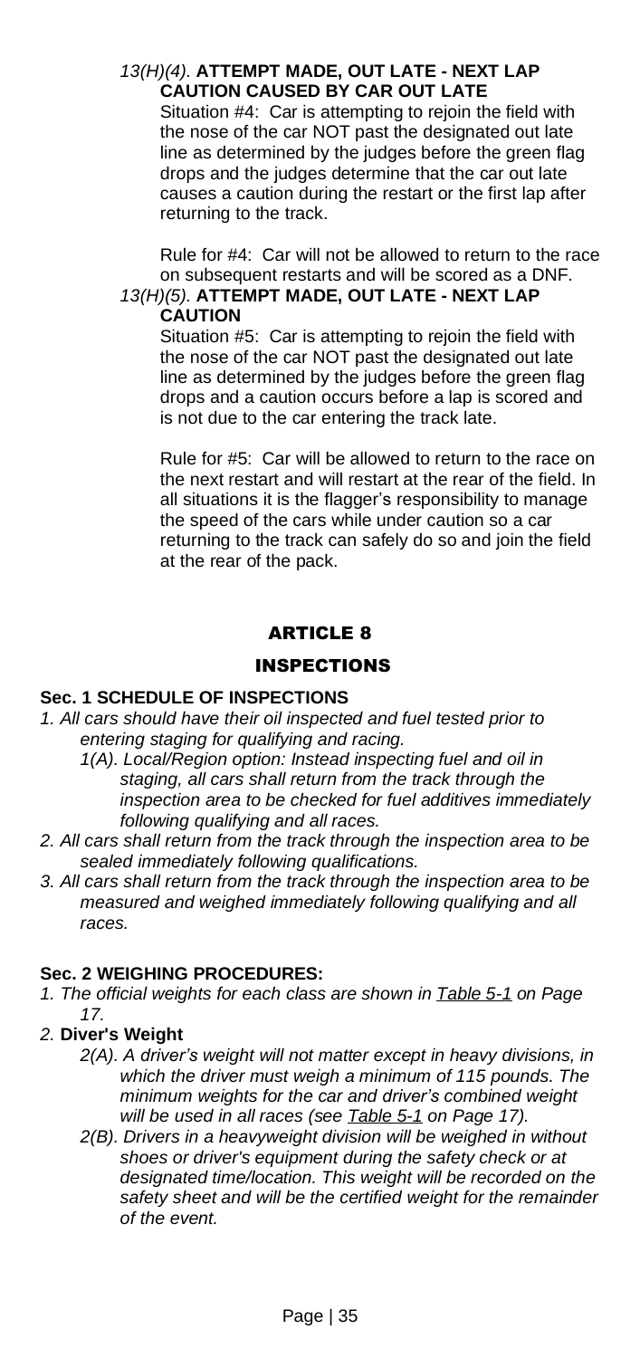*13(H)(4).* **ATTEMPT MADE, OUT LATE - NEXT LAP CAUTION CAUSED BY CAR OUT LATE**

Situation #4: Car is attempting to rejoin the field with the nose of the car NOT past the designated out late line as determined by the judges before the green flag drops and the judges determine that the car out late causes a caution during the restart or the first lap after returning to the track.

Rule for #4: Car will not be allowed to return to the race on subsequent restarts and will be scored as a DNF.

*13(H)(5).* **ATTEMPT MADE, OUT LATE - NEXT LAP CAUTION**

Situation #5: Car is attempting to rejoin the field with the nose of the car NOT past the designated out late line as determined by the judges before the green flag drops and a caution occurs before a lap is scored and is not due to the car entering the track late.

Rule for #5: Car will be allowed to return to the race on the next restart and will restart at the rear of the field. In all situations it is the flagger's responsibility to manage the speed of the cars while under caution so a car returning to the track can safely do so and join the field at the rear of the pack.

## ARTICLE 8

## INSPECTIONS

### Sec. 1 SCHEDULE OF INSPECTIONS

*1. All cars should have their oil inspected and fuel tested prior to entering staging for qualifying and racing.*

*1(A). Local/Region option: Instead inspecting fuel and oil in staging, all cars shall return from the track through the inspection area to be checked for fuel additives immediately following qualifying and all races.*

*2. All cars shall return from the track through the inspection area to be sealed immediately following qualifications.*

*3. All cars shall return from the track through the inspection area to be measured and weighed immediately following qualifying and all races.*

### Sec. 2 WEIGHING PROCEDURES:

*1. The official weights for each class are shown in Table 5-1 on Page 17.*

*2.* **Diver's Weight**

*2(A). A driver's weight will not matter except in heavy divisions, in which the driver must weigh a minimum of 115 pounds. The minimum weights for the car and driver's combined weight will be used in all races (see Table 5-1 on Page 17).*

*2(B). Drivers in a heavyweight division will be weighed in without shoes or driver's equipment during the safety check or at designated time/location. This weight will be recorded on the safety sheet and will be the certified weight for the remainder of the event.*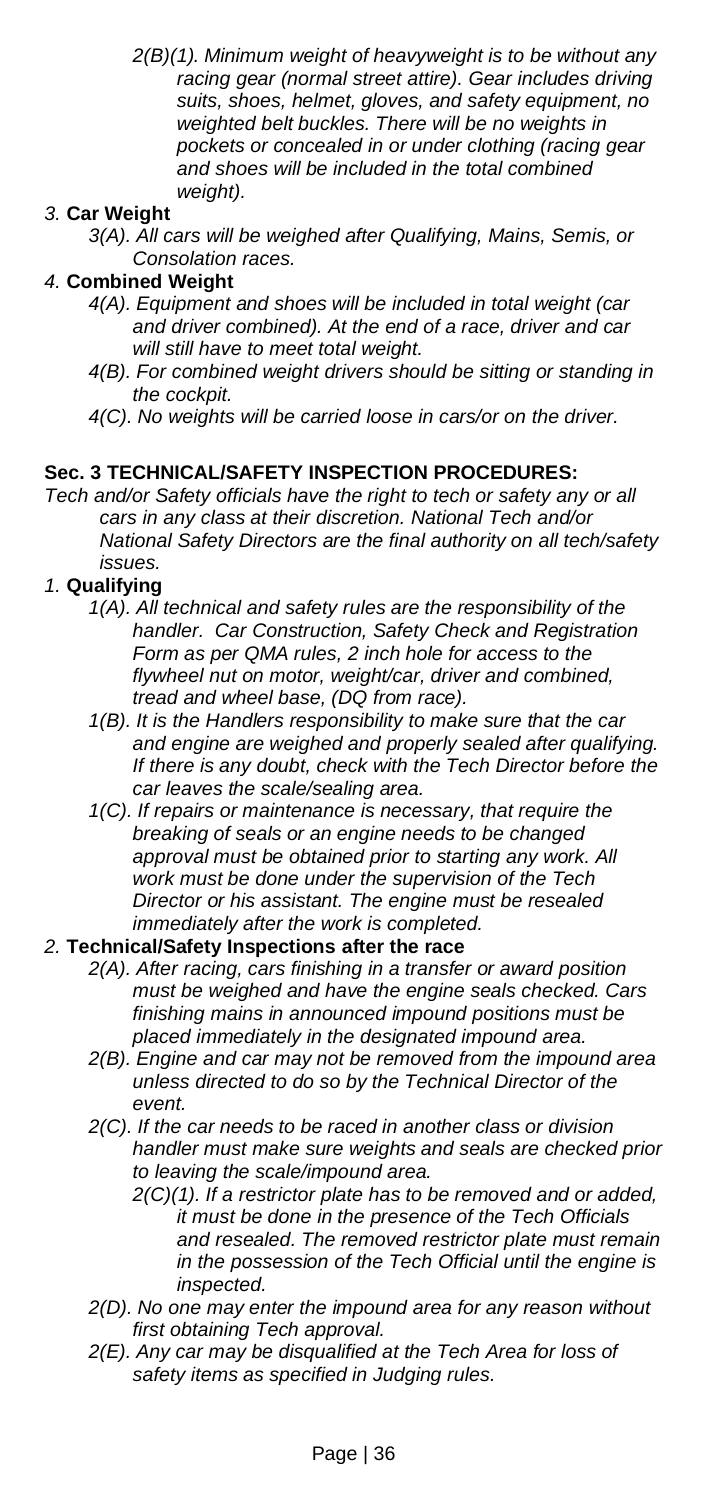*2(B)(1). Minimum weight of heavyweight is to be without any racing gear (normal street attire). Gear includes driving suits, shoes, helmet, gloves, and safety equipment, no weighted belt buckles. There will be no weights in pockets or concealed in or under clothing (racing gear and shoes will be included in the total combined weight).*

*3.* **Car Weight**

*3(A). All cars will be weighed after Qualifying, Mains, Semis, or Consolation races.*

*4.* **Combined Weight**

*4(A). Equipment and shoes will be included in total weight (car and driver combined). At the end of a race, driver and car will still have to meet total weight.*

*4(B). For combined weight drivers should be sitting or standing in the cockpit.*

*4(C). No weights will be carried loose in cars/or on the driver.*

**Sec. 3 TECHNICAL/SAFETY INSPECTION PROCEDURES:**

*Tech and/or Safety officials have the right to tech or safety any or all cars in any class at their discretion. National Tech and/or National Safety Directors are the final authority on all tech/safety issues.*

*1.* **Qualifying**

*1(A). All technical and safety rules are the responsibility of the handler. Car Construction, Safety Check and Registration Form as per QMA rules, 2 inch hole for access to the flywheel nut on motor, weight/car, driver and combined, tread and wheel base, (DQ from race).*

*1(B). It is the Handlers responsibility to make sure that the car and engine are weighed and properly sealed after qualifying. If there is any doubt, check with the Tech Director before the car leaves the scale/sealing area.*

*1(C). If repairs or maintenance is necessary, that require the breaking of seals or an engine needs to be changed approval must be obtained prior to starting any work. All work must be done under the supervision of the Tech Director or his assistant. The engine must be resealed immediately after the work is completed.*

*2.* **Technical/Safety Inspections after the race**

*2(A). After racing, cars finishing in a transfer or award position must be weighed and have the engine seals checked. Cars finishing mains in announced impound positions must be placed immediately in the designated impound area.*

*2(B). Engine and car may not be removed from the impound area unless directed to do so by the Technical Director of the event.*

*2(C). If the car needs to be raced in another class or division handler must make sure weights and seals are checked prior to leaving the scale/impound area.*

*2(C)(1). If a restrictor plate has to be removed and or added, it must be done in the presence of the Tech Officials and resealed. The removed restrictor plate must remain in the possession of the Tech Official until the engine is inspected.*

*2(D). No one may enter the impound area for any reason without first obtaining Tech approval.*

*2(E). Any car may be disqualified at the Tech Area for loss of safety items as specified in Judging rules.*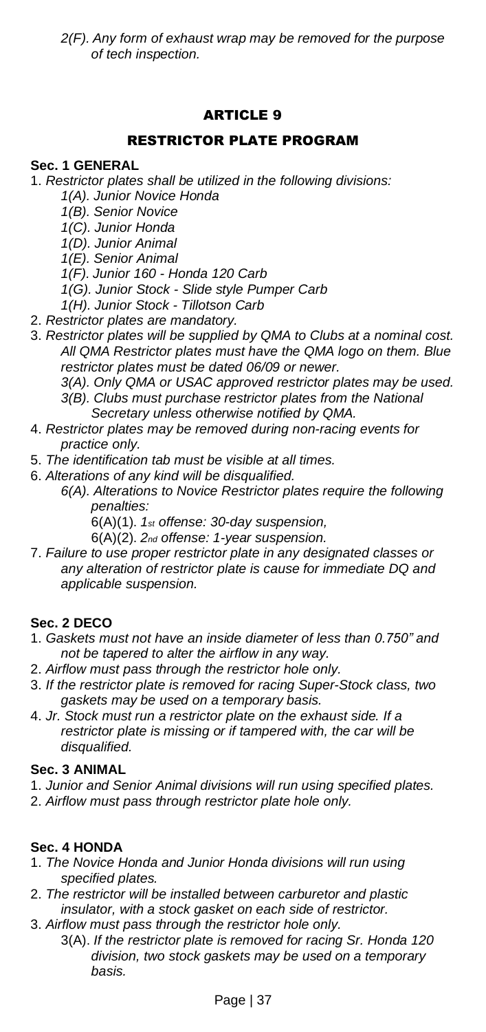*2(F). Any form of exhaust wrap may be removed for the purpose of tech inspection.*

## ARTICLE 9

## RESTRICTOR PLATE PROGRAM

**Sec. 1 GENERAL**

1. *Restrictor plates shall be utilized in the following divisions:*
   - *1(A). Junior Novice Honda*
   - *1(B). Senior Novice*
   - *1(C). Junior Honda*
   - *1(D). Junior Animal*
   - *1(E). Senior Animal*
   - *1(F). Junior 160 - Honda 120 Carb*
   - *1(G). Junior Stock - Slide style Pumper Carb*
   - *1(H). Junior Stock - Tillotson Carb*
2. *Restrictor plates are mandatory.*
3. *Restrictor plates will be supplied by QMA to Clubs at a nominal cost. All QMA Restrictor plates must have the QMA logo on them. Blue restrictor plates must be dated 06/09 or newer.*
   - *3(A). Only QMA or USAC approved restrictor plates may be used.*
   - *3(B). Clubs must purchase restrictor plates from the National Secretary unless otherwise notified by QMA.*
4. *Restrictor plates may be removed during non-racing events for practice only.*
5. *The identification tab must be visible at all times.*
6. *Alterations of any kind will be disqualified.*
   - *6(A). Alterations to Novice Restrictor plates require the following penalties:*
     - 6(A)(1). *1st offense: 30-day suspension,*
     - 6(A)(2). *2nd offense: 1-year suspension.*
7. *Failure to use proper restrictor plate in any designated classes or any alteration of restrictor plate is cause for immediate DQ and applicable suspension.*

**Sec. 2 DECO**

1. *Gaskets must not have an inside diameter of less than 0.750" and not be tapered to alter the airflow in any way.*
2. *Airflow must pass through the restrictor hole only.*
3. *If the restrictor plate is removed for racing Super-Stock class, two gaskets may be used on a temporary basis.*
4. *Jr. Stock must run a restrictor plate on the exhaust side. If a restrictor plate is missing or if tampered with, the car will be disqualified.*

**Sec. 3 ANIMAL**

1. *Junior and Senior Animal divisions will run using specified plates.*
2. *Airflow must pass through restrictor plate hole only.*

**Sec. 4 HONDA**

1. *The Novice Honda and Junior Honda divisions will run using specified plates.*
2. *The restrictor will be installed between carburetor and plastic insulator, with a stock gasket on each side of restrictor.*
3. *Airflow must pass through the restrictor hole only.*
   - 3(A). *If the restrictor plate is removed for racing Sr. Honda 120 division, two stock gaskets may be used on a temporary basis.*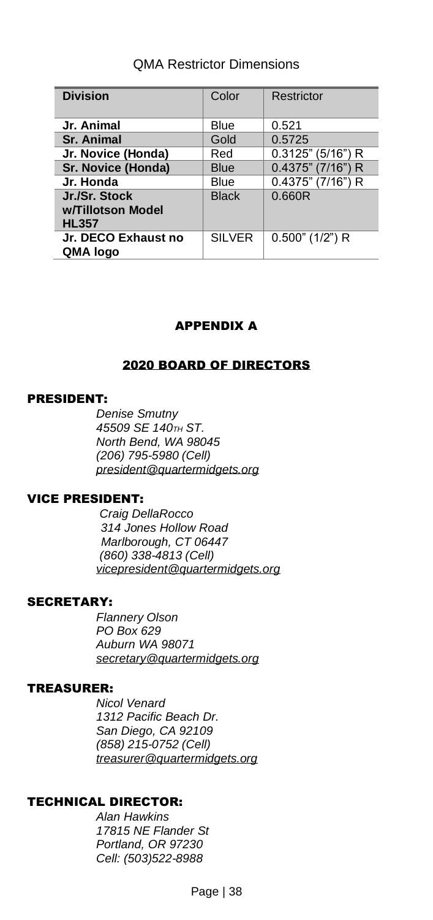QMA Restrictor Dimensions

| **Division** | Color | Restrictor |
|---|---|---|
| **Jr. Animal** | Blue | 0.521 |
| **Sr. Animal** | Gold | 0.5725 |
| **Jr. Novice (Honda)** | Red | 0.3125" (5/16") R |
| **Sr. Novice (Honda)** | Blue | 0.4375" (7/16") R |
| **Jr. Honda** | Blue | 0.4375" (7/16") R |
| **Jr./Sr. Stock w/Tillotson Model HL357** | Black | 0.660R |
| **Jr. DECO Exhaust no QMA logo** | SILVER | 0.500" (1/2") R |

## APPENDIX A

### 2020 BOARD OF DIRECTORS

#### PRESIDENT:

*Denise Smutny*
*45509 SE 140TH ST.*
*North Bend, WA 98045*
*(206) 795-5980 (Cell)*
*president@quartermidgets.org*

#### VICE PRESIDENT:

*Craig DellaRocco*
*314 Jones Hollow Road*
*Marlborough, CT 06447*
*(860) 338-4813 (Cell)*
*vicepresident@quartermidgets.org*

#### SECRETARY:

*Flannery Olson*
*PO Box 629*
*Auburn WA 98071*
*secretary@quartermidgets.org*

#### TREASURER:

*Nicol Venard*
*1312 Pacific Beach Dr.*
*San Diego, CA 92109*
*(858) 215-0752 (Cell)*
*treasurer@quartermidgets.org*

#### TECHNICAL DIRECTOR:

*Alan Hawkins*
*17815 NE Flander St*
*Portland, OR 97230*
*Cell: (503)522-8988*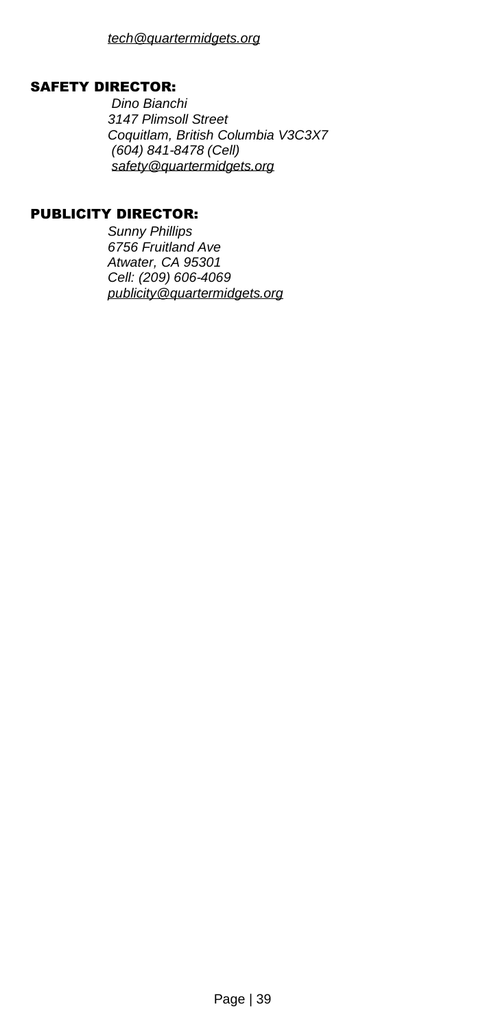*tech@quartermidgets.org*

### SAFETY DIRECTOR:

*Dino Bianchi*
*3147 Plimsoll Street*
*Coquitlam, British Columbia V3C3X7*
*(604) 841-8478 (Cell)*
*safety@quartermidgets.org*

### PUBLICITY DIRECTOR:

*Sunny Phillips*
*6756 Fruitland Ave*
*Atwater, CA 95301*
*Cell: (209) 606-4069*
*publicity@quartermidgets.org*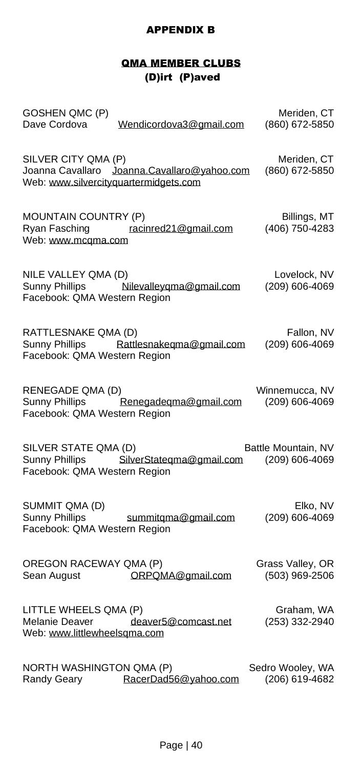## APPENDIX B

### QMA MEMBER CLUBS

**(D)irt (P)aved**

GOSHEN QMC (P) — Meriden, CT
Dave Cordova — Wendicordova3@gmail.com — (860) 672-5850

SILVER CITY QMA (P) — Meriden, CT
Joanna Cavallaro — Joanna.Cavallaro@yahoo.com — (860) 672-5850
Web: www.silvercityquartermidgets.com

MOUNTAIN COUNTRY (P) — Billings, MT
Ryan Fasching — racinred21@gmail.com — (406) 750-4283
Web: www.mcqma.com

NILE VALLEY QMA (D) — Lovelock, NV
Sunny Phillips — Nilevalleyqma@gmail.com — (209) 606-4069
Facebook: QMA Western Region

RATTLESNAKE QMA (D) — Fallon, NV
Sunny Phillips — Rattlesnakeqma@gmail.com — (209) 606-4069
Facebook: QMA Western Region

RENEGADE QMA (D) — Winnemucca, NV
Sunny Phillips — Renegadeqma@gmail.com — (209) 606-4069
Facebook: QMA Western Region

SILVER STATE QMA (D) — Battle Mountain, NV
Sunny Phillips — SilverStateqma@gmail.com — (209) 606-4069
Facebook: QMA Western Region

SUMMIT QMA (D) — Elko, NV
Sunny Phillips — summitqma@gmail.com — (209) 606-4069
Facebook: QMA Western Region

OREGON RACEWAY QMA (P) — Grass Valley, OR
Sean August — ORPQMA@gmail.com — (503) 969-2506

LITTLE WHEELS QMA (P) — Graham, WA
Melanie Deaver — deaver5@comcast.net — (253) 332-2940
Web: www.littlewheelsqma.com

NORTH WASHINGTON QMA (P) — Sedro Wooley, WA
Randy Geary — RacerDad56@yahoo.com — (206) 619-4682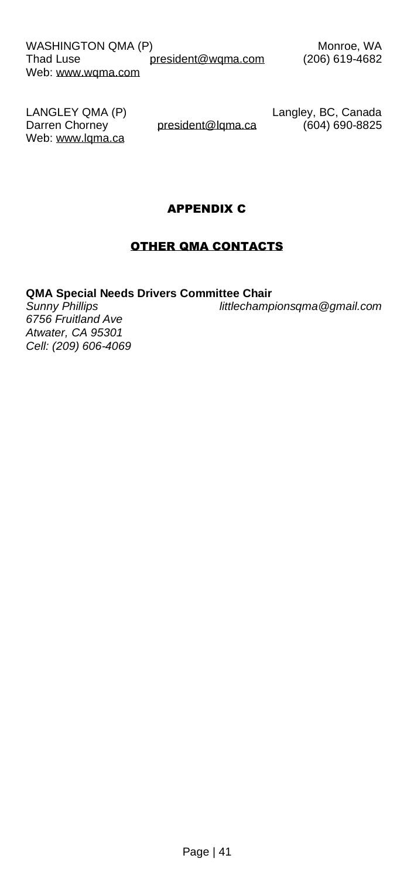WASHINGTON QMA (P) Monroe, WA
Thad Luse president@wqma.com (206) 619-4682
Web: www.wqma.com

LANGLEY QMA (P) Langley, BC, Canada
Darren Chorney president@lqma.ca (604) 690-8825
Web: www.lqma.ca

## APPENDIX C

## OTHER QMA CONTACTS

**QMA Special Needs Drivers Committee Chair**
*Sunny Phillips* *littlechampionsqma@gmail.com*
*6756 Fruitland Ave*
*Atwater, CA 95301*
*Cell: (209) 606-4069*